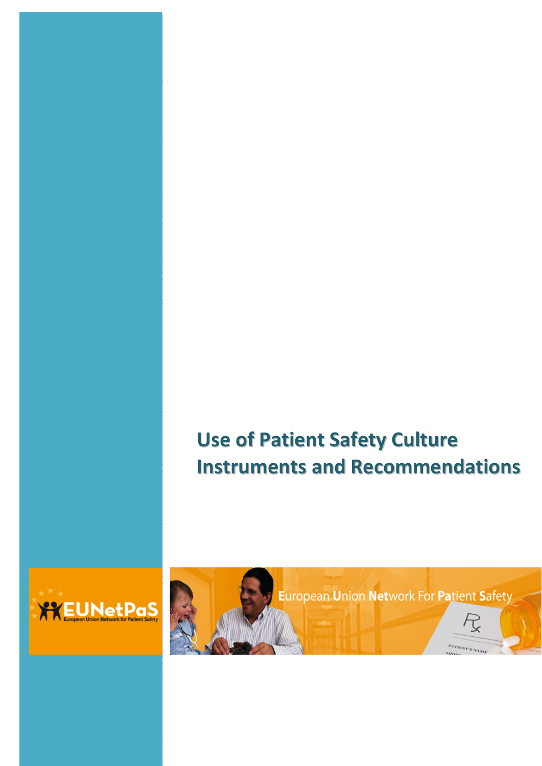# Use of Patient Safety Culture Instruments and Recommendations

EUNetPaS
European Union Network for Patient Safety

European Union Network For Patient Safety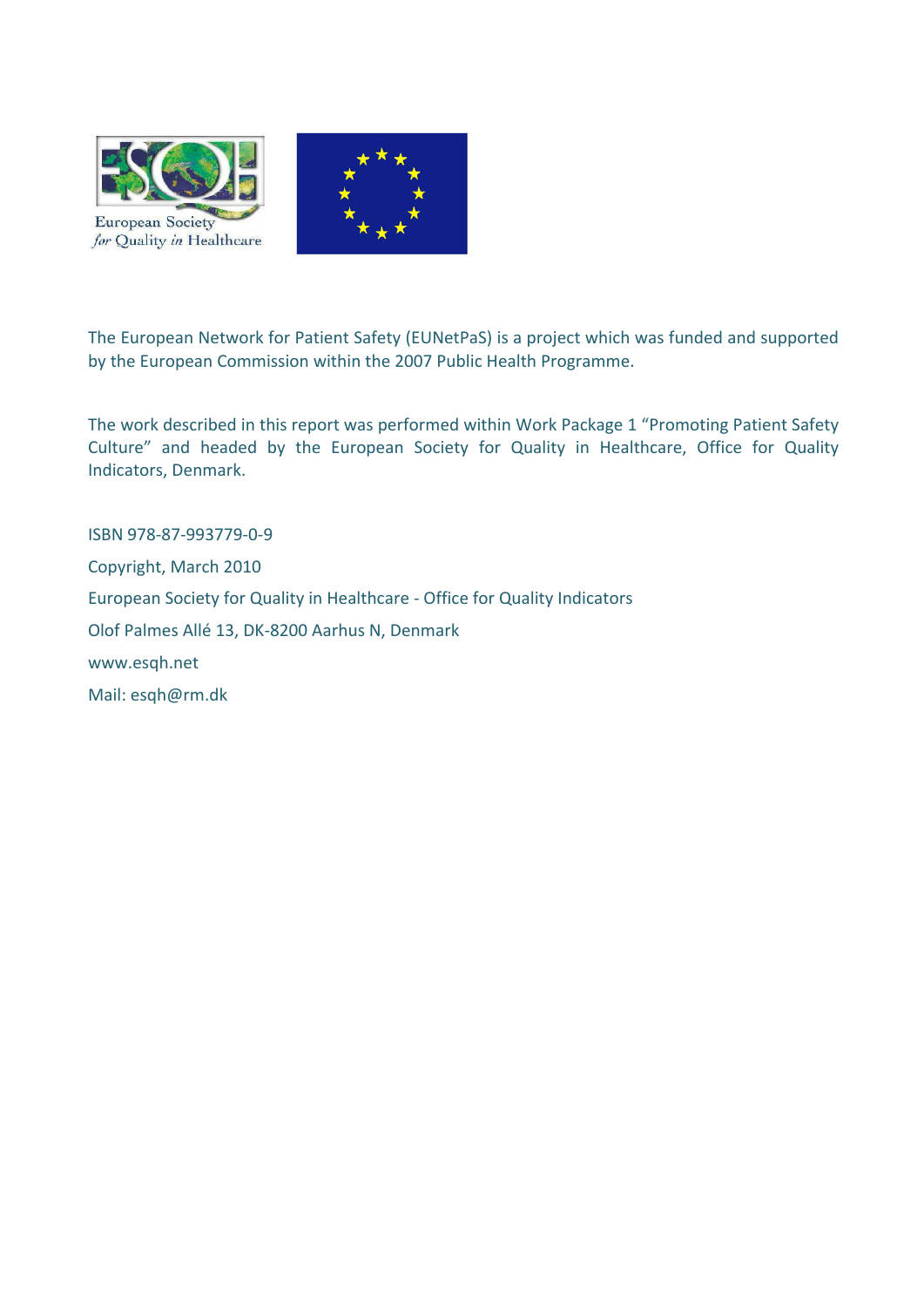The European Network for Patient Safety (EUNetPaS) is a project which was funded and supported by the European Commission within the 2007 Public Health Programme.

The work described in this report was performed within Work Package 1 “Promoting Patient Safety Culture” and headed by the European Society for Quality in Healthcare, Office for Quality Indicators, Denmark.

ISBN 978-87-993779-0-9

Copyright, March 2010

European Society for Quality in Healthcare - Office for Quality Indicators

Olof Palmes Allé 13, DK-8200 Aarhus N, Denmark

www.esqh.net

Mail: esqh@rm.dk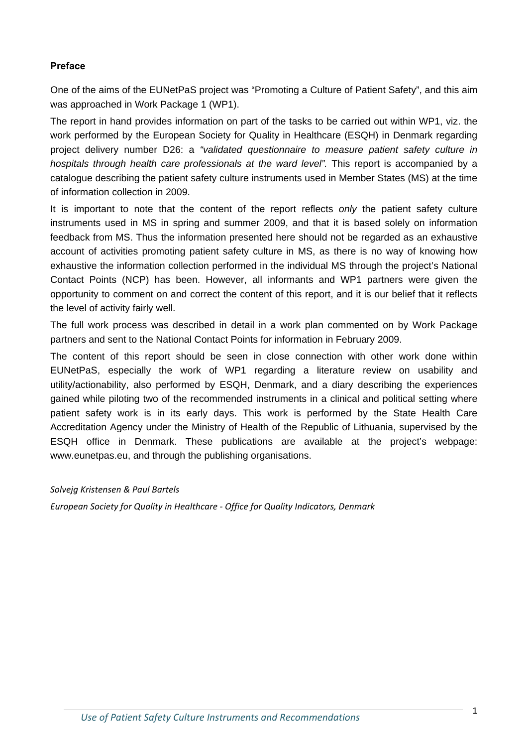**Preface**

One of the aims of the EUNetPaS project was "Promoting a Culture of Patient Safety", and this aim was approached in Work Package 1 (WP1).

The report in hand provides information on part of the tasks to be carried out within WP1, viz. the work performed by the European Society for Quality in Healthcare (ESQH) in Denmark regarding project delivery number D26: a *"validated questionnaire to measure patient safety culture in hospitals through health care professionals at the ward level".* This report is accompanied by a catalogue describing the patient safety culture instruments used in Member States (MS) at the time of information collection in 2009.

It is important to note that the content of the report reflects *only* the patient safety culture instruments used in MS in spring and summer 2009, and that it is based solely on information feedback from MS. Thus the information presented here should not be regarded as an exhaustive account of activities promoting patient safety culture in MS, as there is no way of knowing how exhaustive the information collection performed in the individual MS through the project's National Contact Points (NCP) has been. However, all informants and WP1 partners were given the opportunity to comment on and correct the content of this report, and it is our belief that it reflects the level of activity fairly well.

The full work process was described in detail in a work plan commented on by Work Package partners and sent to the National Contact Points for information in February 2009.

The content of this report should be seen in close connection with other work done within EUNetPaS, especially the work of WP1 regarding a literature review on usability and utility/actionability, also performed by ESQH, Denmark, and a diary describing the experiences gained while piloting two of the recommended instruments in a clinical and political setting where patient safety work is in its early days. This work is performed by the State Health Care Accreditation Agency under the Ministry of Health of the Republic of Lithuania, supervised by the ESQH office in Denmark. These publications are available at the project's webpage: www.eunetpas.eu, and through the publishing organisations.

*Solvejg Kristensen & Paul Bartels*

*European Society for Quality in Healthcare - Office for Quality Indicators, Denmark*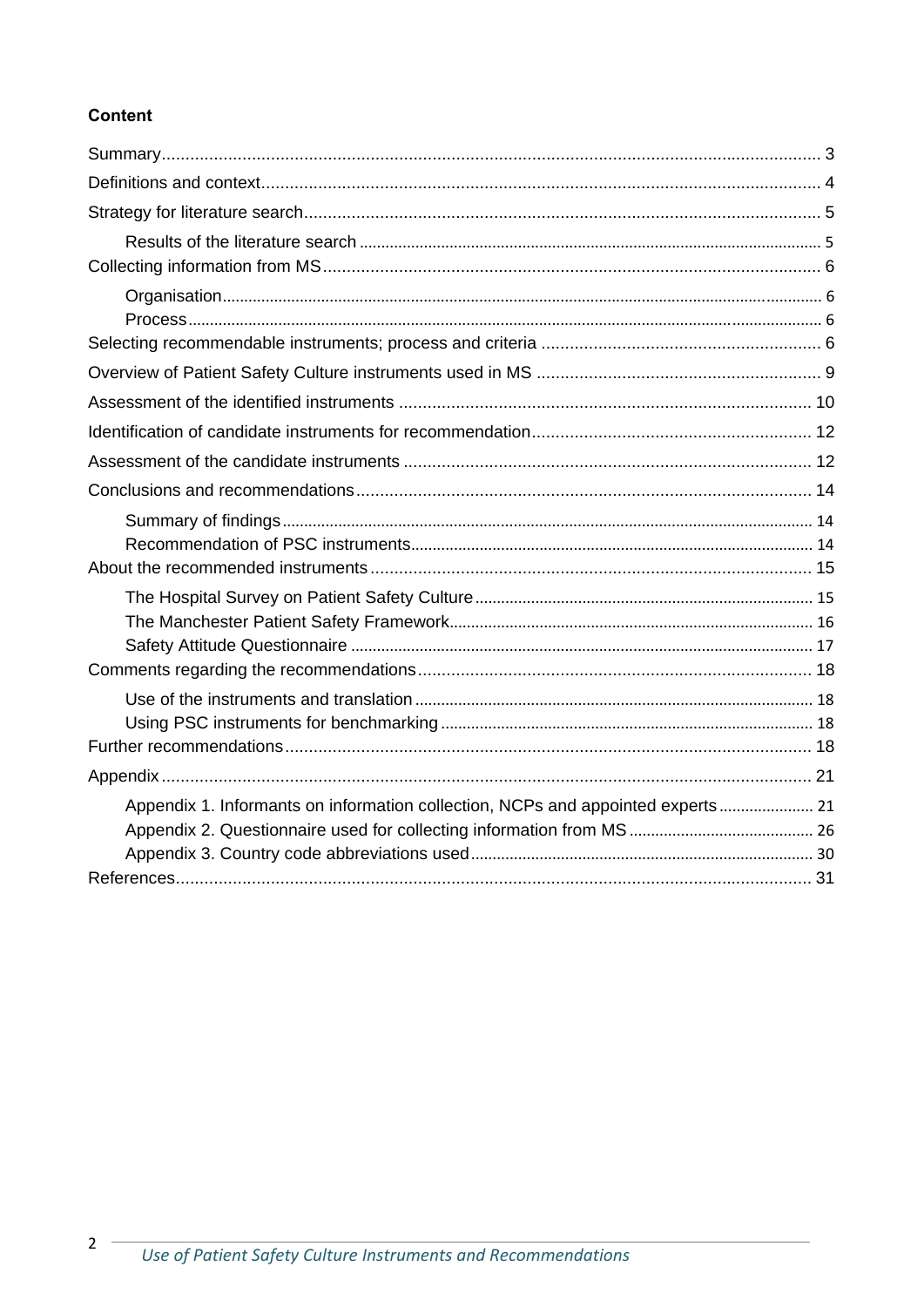**Content**

Summary ........ 3

Definitions and context ........ 4

Strategy for literature search ........ 5

- Results of the literature search ........ 5

Collecting information from MS ........ 6

- Organisation ........ 6
- Process ........ 6

Selecting recommendable instruments; process and criteria ........ 6

Overview of Patient Safety Culture instruments used in MS ........ 9

Assessment of the identified instruments ........ 10

Identification of candidate instruments for recommendation ........ 12

Assessment of the candidate instruments ........ 12

Conclusions and recommendations ........ 14

- Summary of findings ........ 14
- Recommendation of PSC instruments ........ 14

About the recommended instruments ........ 15

- The Hospital Survey on Patient Safety Culture ........ 15
- The Manchester Patient Safety Framework ........ 16
- Safety Attitude Questionnaire ........ 17

Comments regarding the recommendations ........ 18

- Use of the instruments and translation ........ 18
- Using PSC instruments for benchmarking ........ 18

Further recommendations ........ 18

Appendix ........ 21

- Appendix 1. Informants on information collection, NCPs and appointed experts ........ 21
- Appendix 2. Questionnaire used for collecting information from MS ........ 26
- Appendix 3. Country code abbreviations used ........ 30

References ........ 31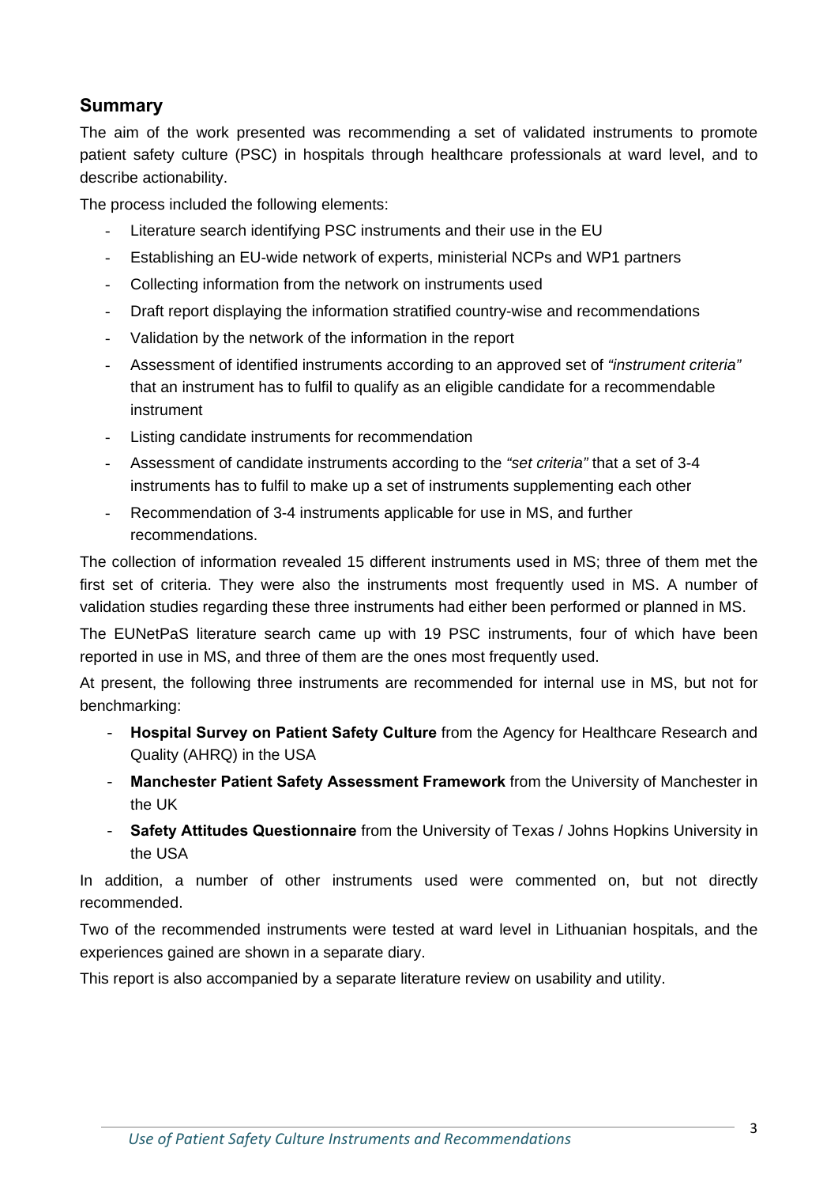## Summary

The aim of the work presented was recommending a set of validated instruments to promote patient safety culture (PSC) in hospitals through healthcare professionals at ward level, and to describe actionability.

The process included the following elements:

- Literature search identifying PSC instruments and their use in the EU
- Establishing an EU-wide network of experts, ministerial NCPs and WP1 partners
- Collecting information from the network on instruments used
- Draft report displaying the information stratified country-wise and recommendations
- Validation by the network of the information in the report
- Assessment of identified instruments according to an approved set of *"instrument criteria"* that an instrument has to fulfil to qualify as an eligible candidate for a recommendable instrument
- Listing candidate instruments for recommendation
- Assessment of candidate instruments according to the *"set criteria"* that a set of 3-4 instruments has to fulfil to make up a set of instruments supplementing each other
- Recommendation of 3-4 instruments applicable for use in MS, and further recommendations.

The collection of information revealed 15 different instruments used in MS; three of them met the first set of criteria. They were also the instruments most frequently used in MS. A number of validation studies regarding these three instruments had either been performed or planned in MS.

The EUNetPaS literature search came up with 19 PSC instruments, four of which have been reported in use in MS, and three of them are the ones most frequently used.

At present, the following three instruments are recommended for internal use in MS, but not for benchmarking:

- **Hospital Survey on Patient Safety Culture** from the Agency for Healthcare Research and Quality (AHRQ) in the USA
- **Manchester Patient Safety Assessment Framework** from the University of Manchester in the UK
- **Safety Attitudes Questionnaire** from the University of Texas / Johns Hopkins University in the USA

In addition, a number of other instruments used were commented on, but not directly recommended.

Two of the recommended instruments were tested at ward level in Lithuanian hospitals, and the experiences gained are shown in a separate diary.

This report is also accompanied by a separate literature review on usability and utility.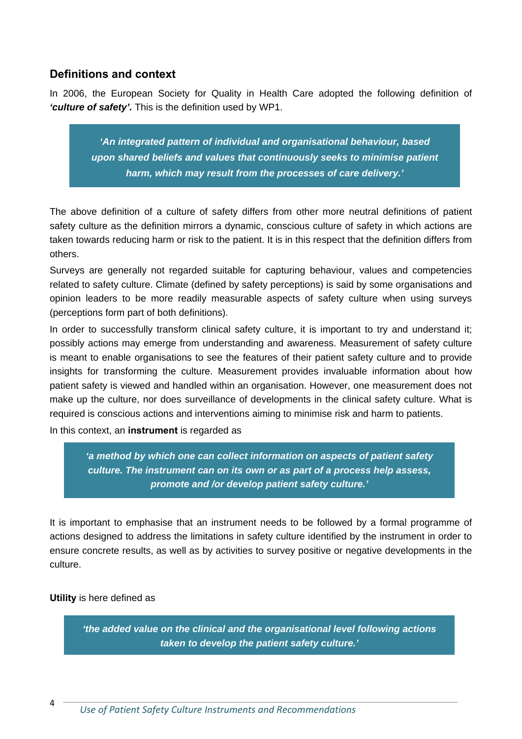## Definitions and context

In 2006, the European Society for Quality in Health Care adopted the following definition of ***'culture of safety'.*** This is the definition used by WP1.

> ***'An integrated pattern of individual and organisational behaviour, based upon shared beliefs and values that continuously seeks to minimise patient harm, which may result from the processes of care delivery.'***

The above definition of a culture of safety differs from other more neutral definitions of patient safety culture as the definition mirrors a dynamic, conscious culture of safety in which actions are taken towards reducing harm or risk to the patient. It is in this respect that the definition differs from others.

Surveys are generally not regarded suitable for capturing behaviour, values and competencies related to safety culture. Climate (defined by safety perceptions) is said by some organisations and opinion leaders to be more readily measurable aspects of safety culture when using surveys (perceptions form part of both definitions).

In order to successfully transform clinical safety culture, it is important to try and understand it; possibly actions may emerge from understanding and awareness. Measurement of safety culture is meant to enable organisations to see the features of their patient safety culture and to provide insights for transforming the culture. Measurement provides invaluable information about how patient safety is viewed and handled within an organisation. However, one measurement does not make up the culture, nor does surveillance of developments in the clinical safety culture. What is required is conscious actions and interventions aiming to minimise risk and harm to patients.

In this context, an **instrument** is regarded as

> ***'a method by which one can collect information on aspects of patient safety culture. The instrument can on its own or as part of a process help assess, promote and /or develop patient safety culture.'***

It is important to emphasise that an instrument needs to be followed by a formal programme of actions designed to address the limitations in safety culture identified by the instrument in order to ensure concrete results, as well as by activities to survey positive or negative developments in the culture.

**Utility** is here defined as

> ***'the added value on the clinical and the organisational level following actions taken to develop the patient safety culture.'***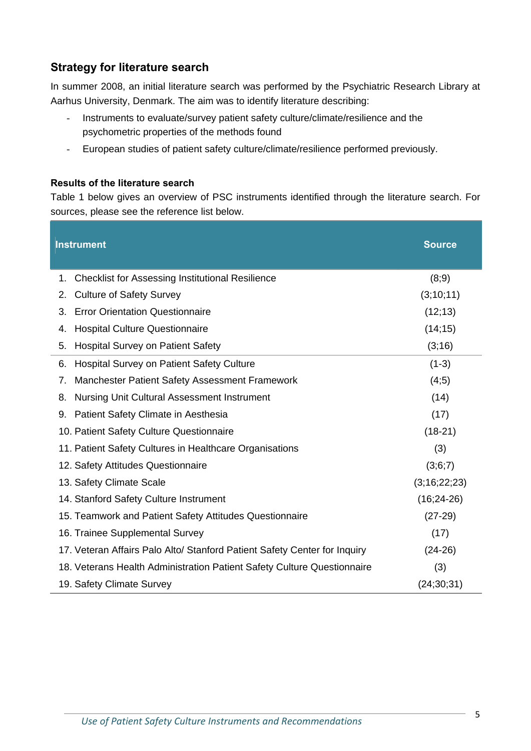## Strategy for literature search

In summer 2008, an initial literature search was performed by the Psychiatric Research Library at Aarhus University, Denmark. The aim was to identify literature describing:

- Instruments to evaluate/survey patient safety culture/climate/resilience and the psychometric properties of the methods found
- European studies of patient safety culture/climate/resilience performed previously.

### Results of the literature search

Table 1 below gives an overview of PSC instruments identified through the literature search. For sources, please see the reference list below.

| Instrument | Source |
|---|---|
| 1. Checklist for Assessing Institutional Resilience | (8;9) |
| 2. Culture of Safety Survey | (3;10;11) |
| 3. Error Orientation Questionnaire | (12;13) |
| 4. Hospital Culture Questionnaire | (14;15) |
| 5. Hospital Survey on Patient Safety | (3;16) |
| 6. Hospital Survey on Patient Safety Culture | (1-3) |
| 7. Manchester Patient Safety Assessment Framework | (4;5) |
| 8. Nursing Unit Cultural Assessment Instrument | (14) |
| 9. Patient Safety Climate in Aesthesia | (17) |
| 10. Patient Safety Culture Questionnaire | (18-21) |
| 11. Patient Safety Cultures in Healthcare Organisations | (3) |
| 12. Safety Attitudes Questionnaire | (3;6;7) |
| 13. Safety Climate Scale | (3;16;22;23) |
| 14. Stanford Safety Culture Instrument | (16;24-26) |
| 15. Teamwork and Patient Safety Attitudes Questionnaire | (27-29) |
| 16. Trainee Supplemental Survey | (17) |
| 17. Veteran Affairs Palo Alto/ Stanford Patient Safety Center for Inquiry | (24-26) |
| 18. Veterans Health Administration Patient Safety Culture Questionnaire | (3) |
| 19. Safety Climate Survey | (24;30;31) |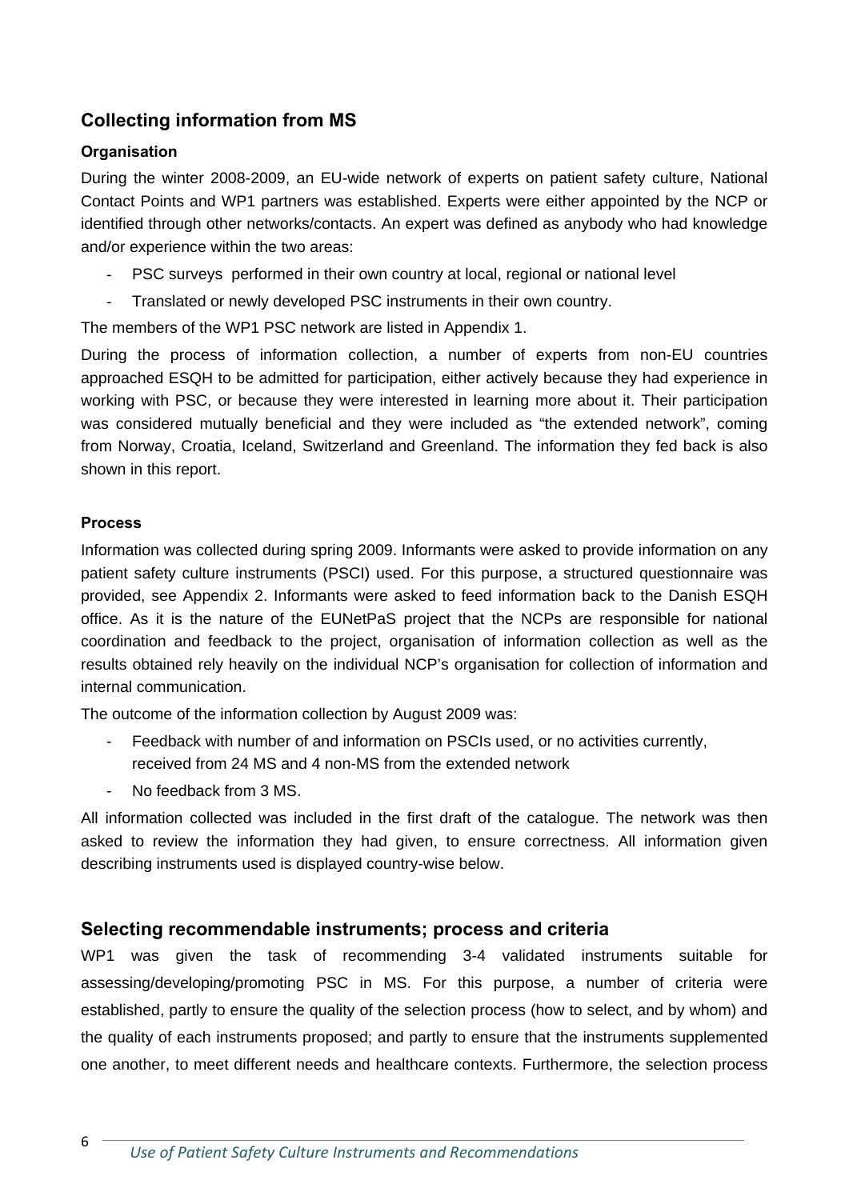## Collecting information from MS

### Organisation

During the winter 2008-2009, an EU-wide network of experts on patient safety culture, National Contact Points and WP1 partners was established. Experts were either appointed by the NCP or identified through other networks/contacts. An expert was defined as anybody who had knowledge and/or experience within the two areas:

- PSC surveys performed in their own country at local, regional or national level
- Translated or newly developed PSC instruments in their own country.

The members of the WP1 PSC network are listed in Appendix 1.

During the process of information collection, a number of experts from non-EU countries approached ESQH to be admitted for participation, either actively because they had experience in working with PSC, or because they were interested in learning more about it. Their participation was considered mutually beneficial and they were included as "the extended network", coming from Norway, Croatia, Iceland, Switzerland and Greenland. The information they fed back is also shown in this report.

### Process

Information was collected during spring 2009. Informants were asked to provide information on any patient safety culture instruments (PSCI) used. For this purpose, a structured questionnaire was provided, see Appendix 2. Informants were asked to feed information back to the Danish ESQH office. As it is the nature of the EUNetPaS project that the NCPs are responsible for national coordination and feedback to the project, organisation of information collection as well as the results obtained rely heavily on the individual NCP's organisation for collection of information and internal communication.

The outcome of the information collection by August 2009 was:

- Feedback with number of and information on PSCIs used, or no activities currently, received from 24 MS and 4 non-MS from the extended network
- No feedback from 3 MS.

All information collected was included in the first draft of the catalogue. The network was then asked to review the information they had given, to ensure correctness. All information given describing instruments used is displayed country-wise below.

## Selecting recommendable instruments; process and criteria

WP1 was given the task of recommending 3-4 validated instruments suitable for assessing/developing/promoting PSC in MS. For this purpose, a number of criteria were established, partly to ensure the quality of the selection process (how to select, and by whom) and the quality of each instruments proposed; and partly to ensure that the instruments supplemented one another, to meet different needs and healthcare contexts. Furthermore, the selection process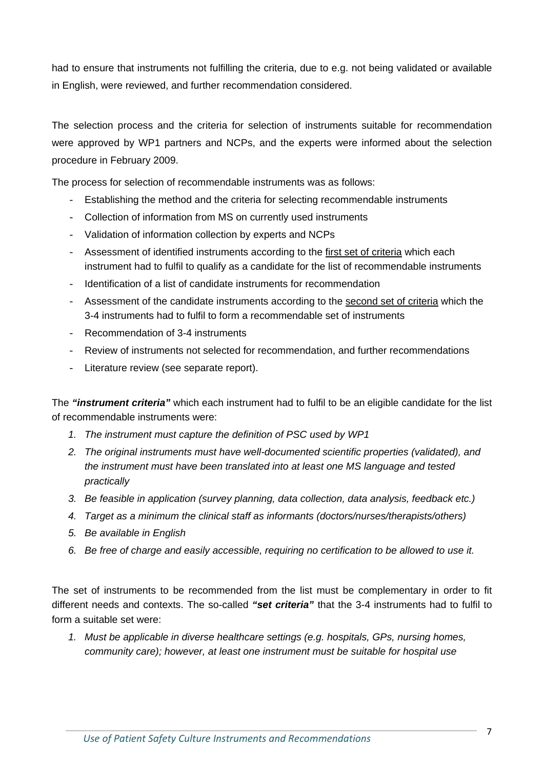had to ensure that instruments not fulfilling the criteria, due to e.g. not being validated or available in English, were reviewed, and further recommendation considered.

The selection process and the criteria for selection of instruments suitable for recommendation were approved by WP1 partners and NCPs, and the experts were informed about the selection procedure in February 2009.

The process for selection of recommendable instruments was as follows:

- Establishing the method and the criteria for selecting recommendable instruments
- Collection of information from MS on currently used instruments
- Validation of information collection by experts and NCPs
- Assessment of identified instruments according to the <u>first set of criteria</u> which each instrument had to fulfil to qualify as a candidate for the list of recommendable instruments
- Identification of a list of candidate instruments for recommendation
- Assessment of the candidate instruments according to the <u>second set of criteria</u> which the 3-4 instruments had to fulfil to form a recommendable set of instruments
- Recommendation of 3-4 instruments
- Review of instruments not selected for recommendation, and further recommendations
- Literature review (see separate report).

The ***"instrument criteria"*** which each instrument had to fulfil to be an eligible candidate for the list of recommendable instruments were:

1. *The instrument must capture the definition of PSC used by WP1*
2. *The original instruments must have well-documented scientific properties (validated), and the instrument must have been translated into at least one MS language and tested practically*
3. *Be feasible in application (survey planning, data collection, data analysis, feedback etc.)*
4. *Target as a minimum the clinical staff as informants (doctors/nurses/therapists/others)*
5. *Be available in English*
6. *Be free of charge and easily accessible, requiring no certification to be allowed to use it.*

The set of instruments to be recommended from the list must be complementary in order to fit different needs and contexts. The so-called ***"set criteria"*** that the 3-4 instruments had to fulfil to form a suitable set were:

1. *Must be applicable in diverse healthcare settings (e.g. hospitals, GPs, nursing homes, community care); however, at least one instrument must be suitable for hospital use*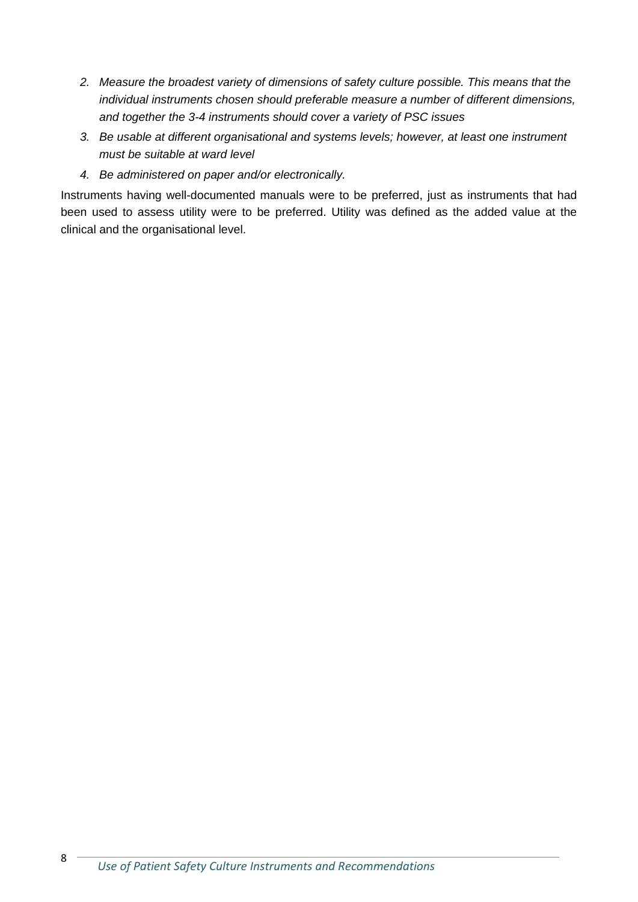2. *Measure the broadest variety of dimensions of safety culture possible. This means that the individual instruments chosen should preferable measure a number of different dimensions, and together the 3-4 instruments should cover a variety of PSC issues*
3. *Be usable at different organisational and systems levels; however, at least one instrument must be suitable at ward level*
4. *Be administered on paper and/or electronically.*

Instruments having well-documented manuals were to be preferred, just as instruments that had been used to assess utility were to be preferred. Utility was defined as the added value at the clinical and the organisational level.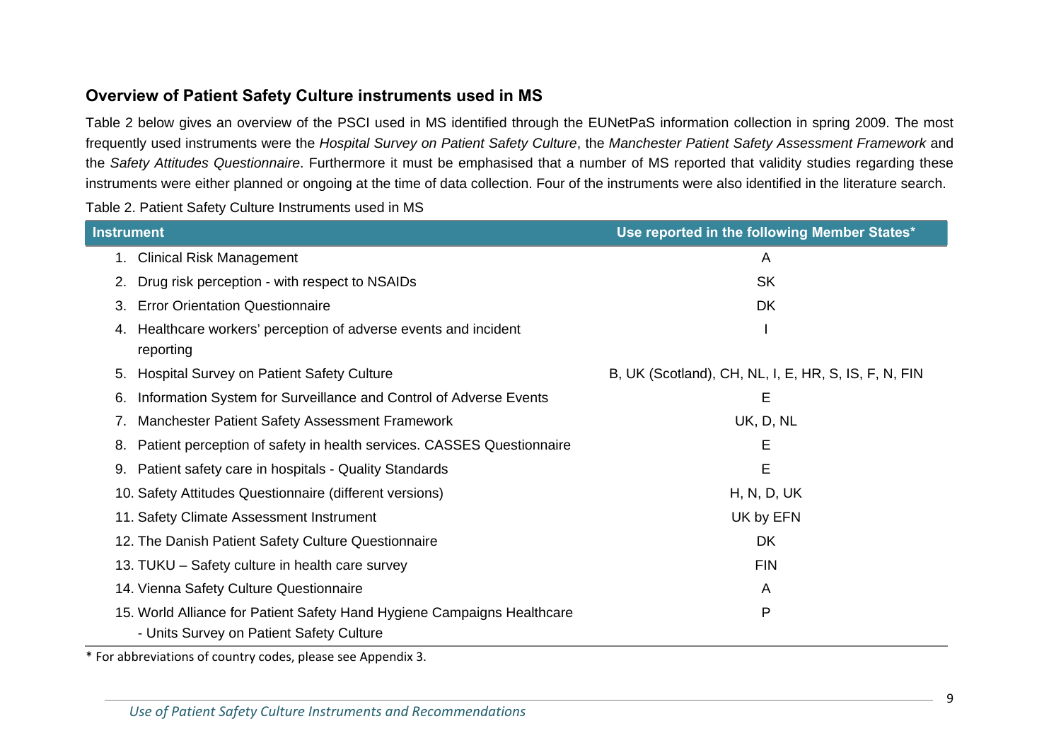## Overview of Patient Safety Culture instruments used in MS

Table 2 below gives an overview of the PSCI used in MS identified through the EUNetPaS information collection in spring 2009. The most frequently used instruments were the *Hospital Survey on Patient Safety Culture*, the *Manchester Patient Safety Assessment Framework* and the *Safety Attitudes Questionnaire*. Furthermore it must be emphasised that a number of MS reported that validity studies regarding these instruments were either planned or ongoing at the time of data collection. Four of the instruments were also identified in the literature search.

Table 2. Patient Safety Culture Instruments used in MS

| Instrument | Use reported in the following Member States* |
|---|---|
| 1. Clinical Risk Management | A |
| 2. Drug risk perception - with respect to NSAIDs | SK |
| 3. Error Orientation Questionnaire | DK |
| 4. Healthcare workers' perception of adverse events and incident reporting | I |
| 5. Hospital Survey on Patient Safety Culture | B, UK (Scotland), CH, NL, I, E, HR, S, IS, F, N, FIN |
| 6. Information System for Surveillance and Control of Adverse Events | E |
| 7. Manchester Patient Safety Assessment Framework | UK, D, NL |
| 8. Patient perception of safety in health services. CASSES Questionnaire | E |
| 9. Patient safety care in hospitals - Quality Standards | E |
| 10. Safety Attitudes Questionnaire (different versions) | H, N, D, UK |
| 11. Safety Climate Assessment Instrument | UK by EFN |
| 12. The Danish Patient Safety Culture Questionnaire | DK |
| 13. TUKU – Safety culture in health care survey | FIN |
| 14. Vienna Safety Culture Questionnaire | A |
| 15. World Alliance for Patient Safety Hand Hygiene Campaigns Healthcare - Units Survey on Patient Safety Culture | P |

* For abbreviations of country codes, please see Appendix 3.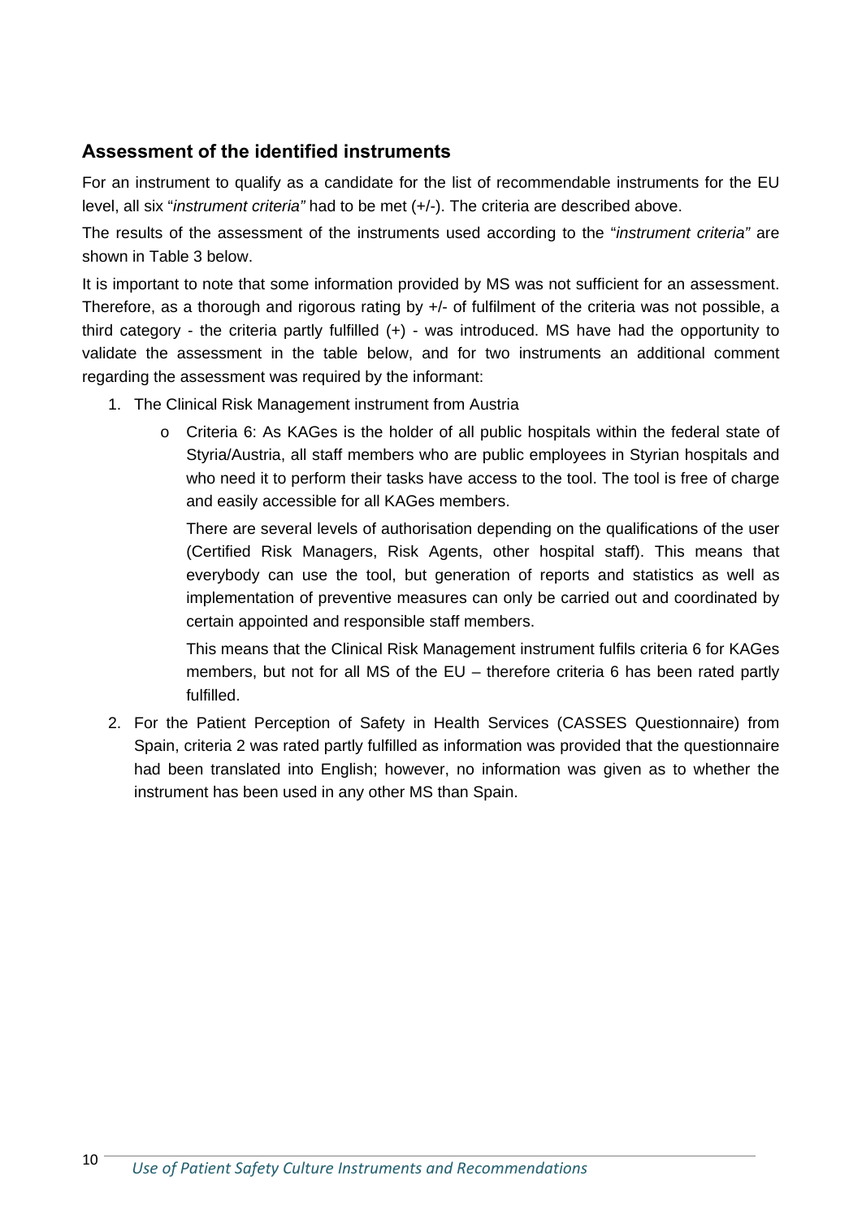## Assessment of the identified instruments

For an instrument to qualify as a candidate for the list of recommendable instruments for the EU level, all six "*instrument criteria"* had to be met (+/-). The criteria are described above.

The results of the assessment of the instruments used according to the "*instrument criteria"* are shown in Table 3 below.

It is important to note that some information provided by MS was not sufficient for an assessment. Therefore, as a thorough and rigorous rating by +/- of fulfilment of the criteria was not possible, a third category - the criteria partly fulfilled (+) - was introduced. MS have had the opportunity to validate the assessment in the table below, and for two instruments an additional comment regarding the assessment was required by the informant:

1. The Clinical Risk Management instrument from Austria
   - Criteria 6: As KAGes is the holder of all public hospitals within the federal state of Styria/Austria, all staff members who are public employees in Styrian hospitals and who need it to perform their tasks have access to the tool. The tool is free of charge and easily accessible for all KAGes members.

     There are several levels of authorisation depending on the qualifications of the user (Certified Risk Managers, Risk Agents, other hospital staff). This means that everybody can use the tool, but generation of reports and statistics as well as implementation of preventive measures can only be carried out and coordinated by certain appointed and responsible staff members.

     This means that the Clinical Risk Management instrument fulfils criteria 6 for KAGes members, but not for all MS of the EU – therefore criteria 6 has been rated partly fulfilled.
2. For the Patient Perception of Safety in Health Services (CASSES Questionnaire) from Spain, criteria 2 was rated partly fulfilled as information was provided that the questionnaire had been translated into English; however, no information was given as to whether the instrument has been used in any other MS than Spain.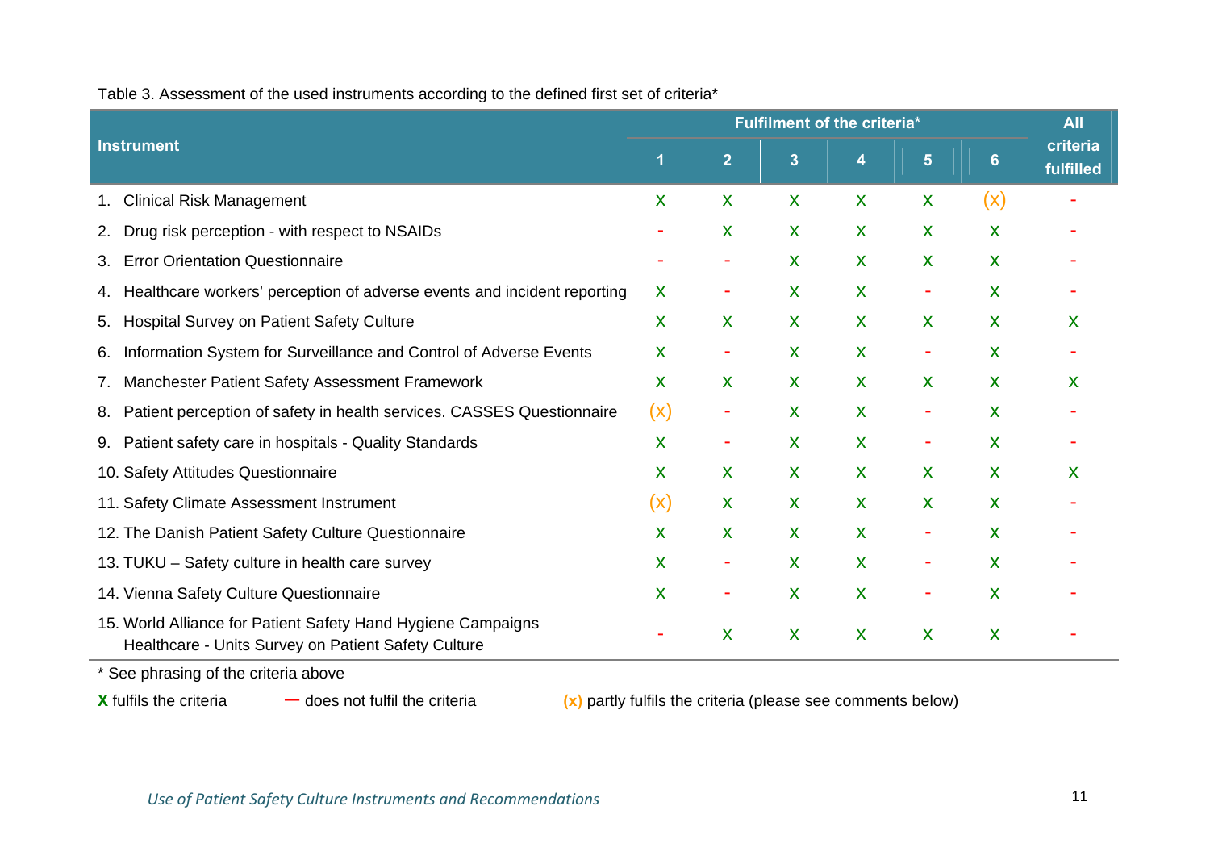Table 3. Assessment of the used instruments according to the defined first set of criteria*

| Instrument | Fulfilment of the criteria* | | | | | | All criteria fulfilled |
|---|---|---|---|---|---|---|---|
| | 1 | 2 | 3 | 4 | 5 | 6 | |
| 1. Clinical Risk Management | X | X | X | X | X | (X) | - |
| 2. Drug risk perception - with respect to NSAIDs | - | X | X | X | X | X | - |
| 3. Error Orientation Questionnaire | - | - | X | X | X | X | - |
| 4. Healthcare workers' perception of adverse events and incident reporting | X | - | X | X | - | X | - |
| 5. Hospital Survey on Patient Safety Culture | X | X | X | X | X | X | X |
| 6. Information System for Surveillance and Control of Adverse Events | X | - | X | X | - | X | - |
| 7. Manchester Patient Safety Assessment Framework | X | X | X | X | X | X | X |
| 8. Patient perception of safety in health services. CASSES Questionnaire | (X) | - | X | X | - | X | - |
| 9. Patient safety care in hospitals - Quality Standards | X | - | X | X | - | X | - |
| 10. Safety Attitudes Questionnaire | X | X | X | X | X | X | X |
| 11. Safety Climate Assessment Instrument | (X) | X | X | X | X | X | - |
| 12. The Danish Patient Safety Culture Questionnaire | X | X | X | X | - | X | - |
| 13. TUKU – Safety culture in health care survey | X | - | X | X | - | X | - |
| 14. Vienna Safety Culture Questionnaire | X | - | X | X | - | X | - |
| 15. World Alliance for Patient Safety Hand Hygiene Campaigns Healthcare - Units Survey on Patient Safety Culture | - | X | X | X | X | X | - |

* See phrasing of the criteria above

**X** fulfils the criteria — does not fulfil the criteria **(x)** partly fulfils the criteria (please see comments below)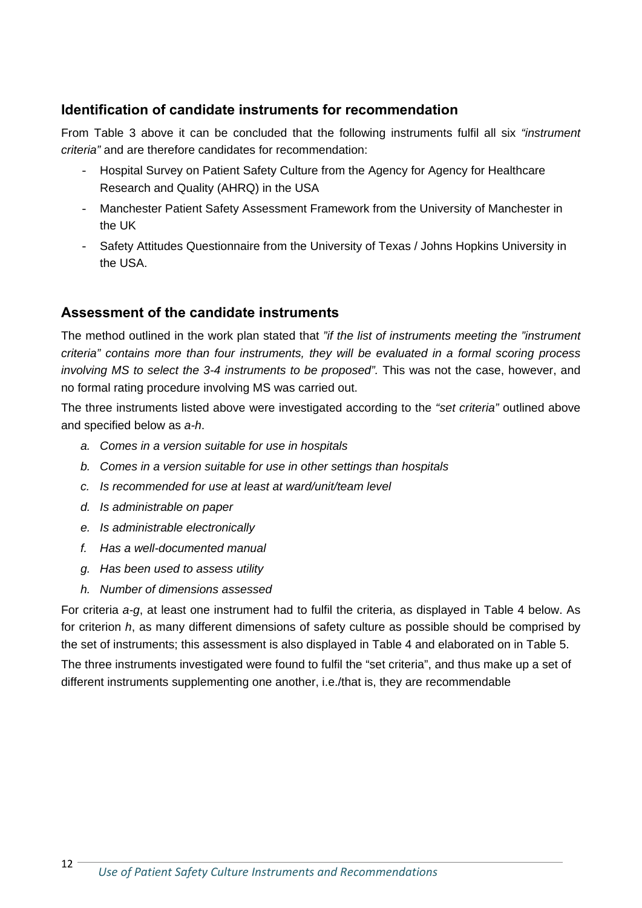## Identification of candidate instruments for recommendation

From Table 3 above it can be concluded that the following instruments fulfil all six *"instrument criteria"* and are therefore candidates for recommendation:

- Hospital Survey on Patient Safety Culture from the Agency for Agency for Healthcare Research and Quality (AHRQ) in the USA
- Manchester Patient Safety Assessment Framework from the University of Manchester in the UK
- Safety Attitudes Questionnaire from the University of Texas / Johns Hopkins University in the USA.

## Assessment of the candidate instruments

The method outlined in the work plan stated that *"if the list of instruments meeting the "instrument criteria" contains more than four instruments, they will be evaluated in a formal scoring process involving MS to select the 3-4 instruments to be proposed".* This was not the case, however, and no formal rating procedure involving MS was carried out.

The three instruments listed above were investigated according to the *"set criteria"* outlined above and specified below as *a-h*.

*a. Comes in a version suitable for use in hospitals*

*b. Comes in a version suitable for use in other settings than hospitals*

*c. Is recommended for use at least at ward/unit/team level*

*d. Is administrable on paper*

*e. Is administrable electronically*

*f. Has a well-documented manual*

*g. Has been used to assess utility*

*h. Number of dimensions assessed*

For criteria *a-g*, at least one instrument had to fulfil the criteria, as displayed in Table 4 below. As for criterion *h*, as many different dimensions of safety culture as possible should be comprised by the set of instruments; this assessment is also displayed in Table 4 and elaborated on in Table 5.

The three instruments investigated were found to fulfil the "set criteria", and thus make up a set of different instruments supplementing one another, i.e./that is, they are recommendable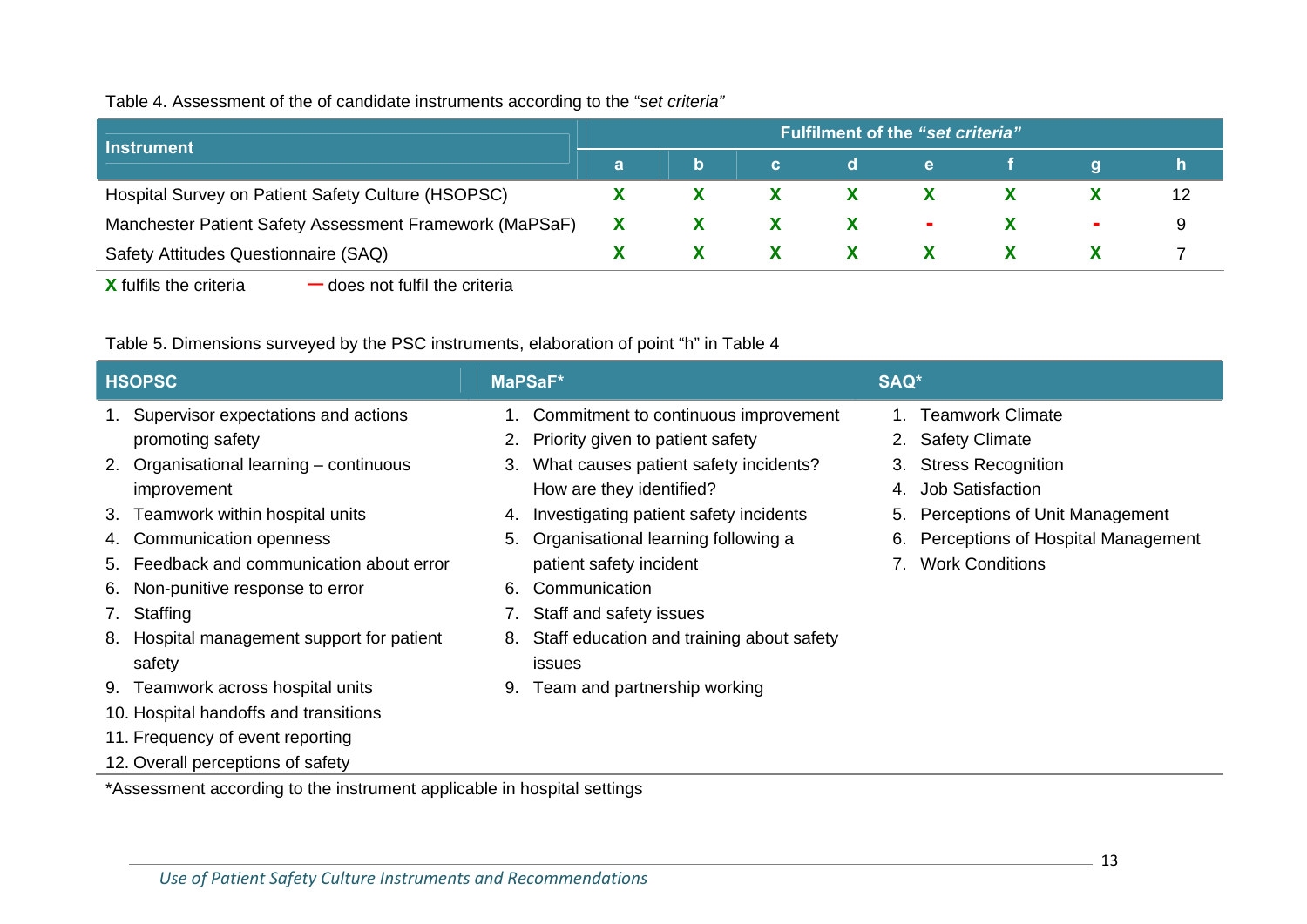Table 4. Assessment of the of candidate instruments according to the "*set criteria"*

| Instrument | Fulfilment of the *"set criteria"* | | | | | | | |
|---|---|---|---|---|---|---|---|---|
| | a | b | c | d | e | f | g | h |
| Hospital Survey on Patient Safety Culture (HSOPSC) | X | X | X | X | X | X | X | 12 |
| Manchester Patient Safety Assessment Framework (MaPSaF) | X | X | X | X | - | X | - | 9 |
| Safety Attitudes Questionnaire (SAQ) | X | X | X | X | X | X | X | 7 |

**X** fulfils the criteria — does not fulfil the criteria

Table 5. Dimensions surveyed by the PSC instruments, elaboration of point "h" in Table 4

| HSOPSC | MaPSaF* | SAQ* |
|---|---|---|
| 1. Supervisor expectations and actions promoting safety | 1. Commitment to continuous improvement | 1. Teamwork Climate |
| 2. Organisational learning – continuous improvement | 2. Priority given to patient safety | 2. Safety Climate |
| 3. Teamwork within hospital units | 3. What causes patient safety incidents? How are they identified? | 3. Stress Recognition |
| 4. Communication openness | 4. Investigating patient safety incidents | 4. Job Satisfaction |
| 5. Feedback and communication about error | 5. Organisational learning following a patient safety incident | 5. Perceptions of Unit Management |
| 6. Non-punitive response to error | 6. Communication | 6. Perceptions of Hospital Management |
| 7. Staffing | 7. Staff and safety issues | 7. Work Conditions |
| 8. Hospital management support for patient safety | 8. Staff education and training about safety issues | |
| 9. Teamwork across hospital units | 9. Team and partnership working | |
| 10. Hospital handoffs and transitions | | |
| 11. Frequency of event reporting | | |
| 12. Overall perceptions of safety | | |

*Assessment according to the instrument applicable in hospital settings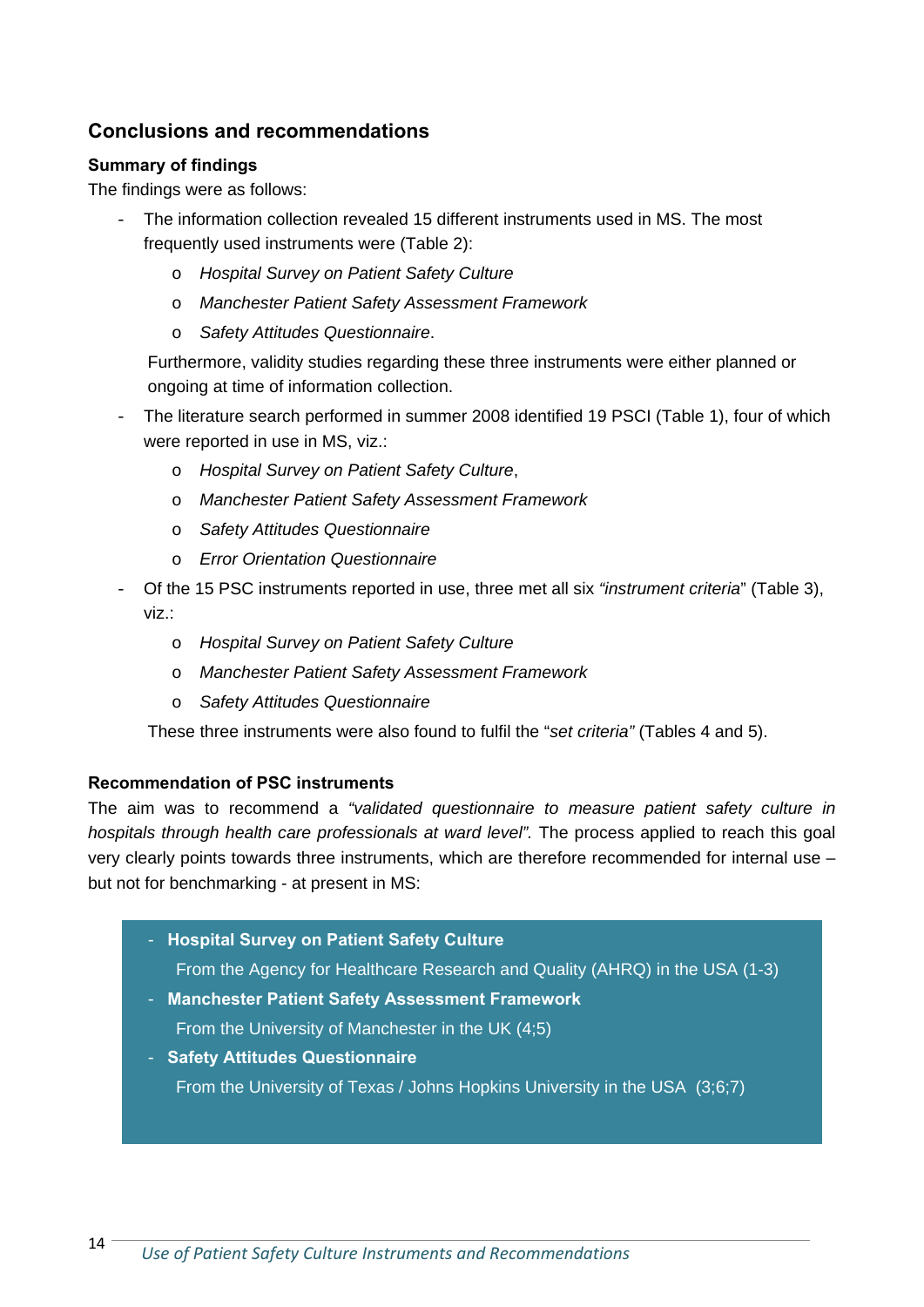## Conclusions and recommendations

### Summary of findings

The findings were as follows:

- The information collection revealed 15 different instruments used in MS. The most frequently used instruments were (Table 2):
  - *Hospital Survey on Patient Safety Culture*
  - *Manchester Patient Safety Assessment Framework*
  - *Safety Attitudes Questionnaire*.

  Furthermore, validity studies regarding these three instruments were either planned or ongoing at time of information collection.
- The literature search performed in summer 2008 identified 19 PSCI (Table 1), four of which were reported in use in MS, viz.:
  - *Hospital Survey on Patient Safety Culture*,
  - *Manchester Patient Safety Assessment Framework*
  - *Safety Attitudes Questionnaire*
  - *Error Orientation Questionnaire*
- Of the 15 PSC instruments reported in use, three met all six *"instrument criteria*" (Table 3), viz.:
  - *Hospital Survey on Patient Safety Culture*
  - *Manchester Patient Safety Assessment Framework*
  - *Safety Attitudes Questionnaire*

  These three instruments were also found to fulfil the "*set criteria"* (Tables 4 and 5).

### Recommendation of PSC instruments

The aim was to recommend a *"validated questionnaire to measure patient safety culture in hospitals through health care professionals at ward level".* The process applied to reach this goal very clearly points towards three instruments, which are therefore recommended for internal use – but not for benchmarking - at present in MS:

- **Hospital Survey on Patient Safety Culture**
  From the Agency for Healthcare Research and Quality (AHRQ) in the USA (1-3)
- **Manchester Patient Safety Assessment Framework**
  From the University of Manchester in the UK (4;5)
- **Safety Attitudes Questionnaire**
  From the University of Texas / Johns Hopkins University in the USA (3;6;7)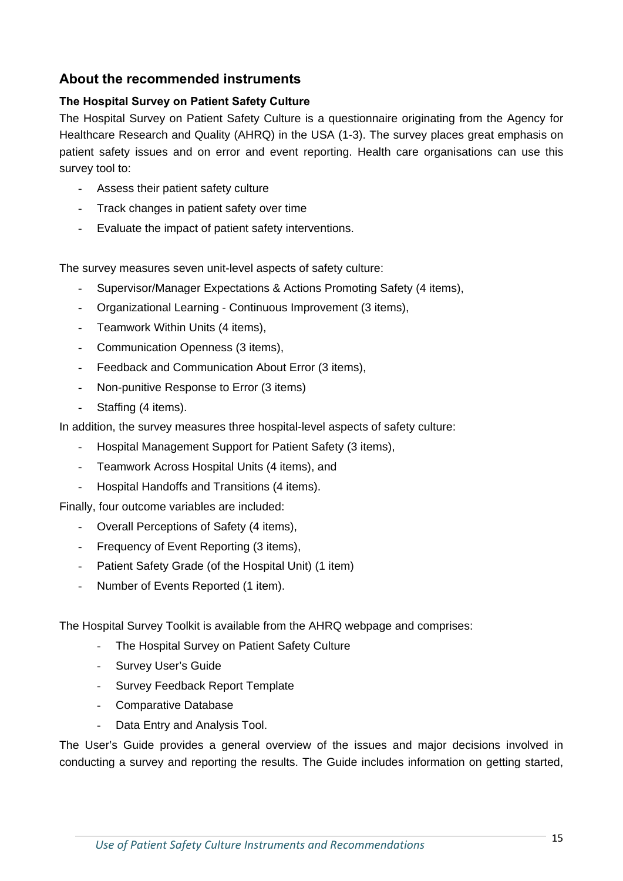## About the recommended instruments

### The Hospital Survey on Patient Safety Culture

The Hospital Survey on Patient Safety Culture is a questionnaire originating from the Agency for Healthcare Research and Quality (AHRQ) in the USA (1-3). The survey places great emphasis on patient safety issues and on error and event reporting. Health care organisations can use this survey tool to:

- Assess their patient safety culture
- Track changes in patient safety over time
- Evaluate the impact of patient safety interventions.

The survey measures seven unit-level aspects of safety culture:

- Supervisor/Manager Expectations & Actions Promoting Safety (4 items),
- Organizational Learning - Continuous Improvement (3 items),
- Teamwork Within Units (4 items),
- Communication Openness (3 items),
- Feedback and Communication About Error (3 items),
- Non-punitive Response to Error (3 items)
- Staffing (4 items).

In addition, the survey measures three hospital-level aspects of safety culture:

- Hospital Management Support for Patient Safety (3 items),
- Teamwork Across Hospital Units (4 items), and
- Hospital Handoffs and Transitions (4 items).

Finally, four outcome variables are included:

- Overall Perceptions of Safety (4 items),
- Frequency of Event Reporting (3 items),
- Patient Safety Grade (of the Hospital Unit) (1 item)
- Number of Events Reported (1 item).

The Hospital Survey Toolkit is available from the AHRQ webpage and comprises:

- The Hospital Survey on Patient Safety Culture
- Survey User's Guide
- Survey Feedback Report Template
- Comparative Database
- Data Entry and Analysis Tool.

The User's Guide provides a general overview of the issues and major decisions involved in conducting a survey and reporting the results. The Guide includes information on getting started,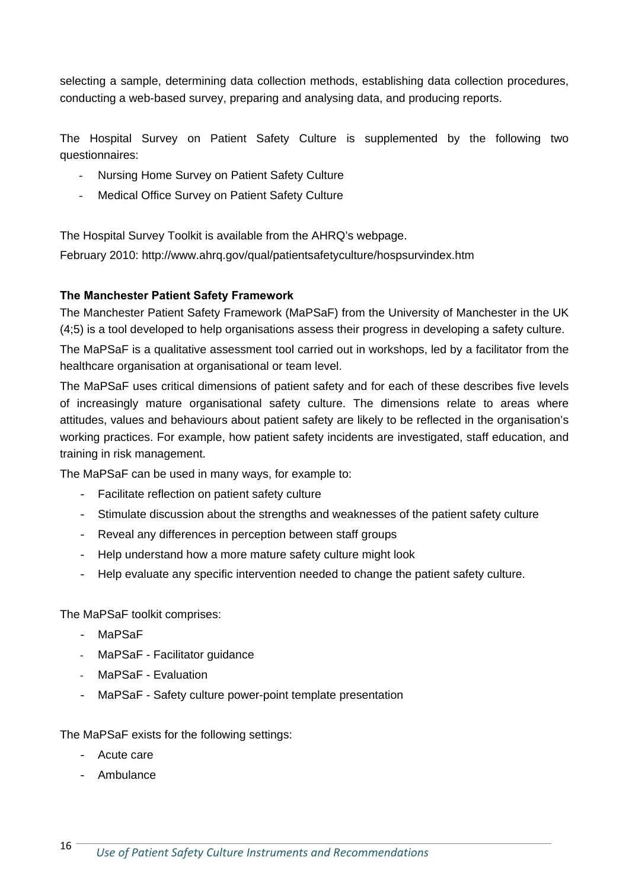selecting a sample, determining data collection methods, establishing data collection procedures, conducting a web-based survey, preparing and analysing data, and producing reports.

The Hospital Survey on Patient Safety Culture is supplemented by the following two questionnaires:

- Nursing Home Survey on Patient Safety Culture
- Medical Office Survey on Patient Safety Culture

The Hospital Survey Toolkit is available from the AHRQ's webpage.
February 2010: http://www.ahrq.gov/qual/patientsafetyculture/hospsurvindex.htm

**The Manchester Patient Safety Framework**

The Manchester Patient Safety Framework (MaPSaF) from the University of Manchester in the UK (4;5) is a tool developed to help organisations assess their progress in developing a safety culture.

The MaPSaF is a qualitative assessment tool carried out in workshops, led by a facilitator from the healthcare organisation at organisational or team level.

The MaPSaF uses critical dimensions of patient safety and for each of these describes five levels of increasingly mature organisational safety culture. The dimensions relate to areas where attitudes, values and behaviours about patient safety are likely to be reflected in the organisation's working practices. For example, how patient safety incidents are investigated, staff education, and training in risk management.

The MaPSaF can be used in many ways, for example to:

- Facilitate reflection on patient safety culture
- Stimulate discussion about the strengths and weaknesses of the patient safety culture
- Reveal any differences in perception between staff groups
- Help understand how a more mature safety culture might look
- Help evaluate any specific intervention needed to change the patient safety culture.

The MaPSaF toolkit comprises:

- MaPSaF
- MaPSaF - Facilitator guidance
- MaPSaF - Evaluation
- MaPSaF - Safety culture power-point template presentation

The MaPSaF exists for the following settings:

- Acute care
- Ambulance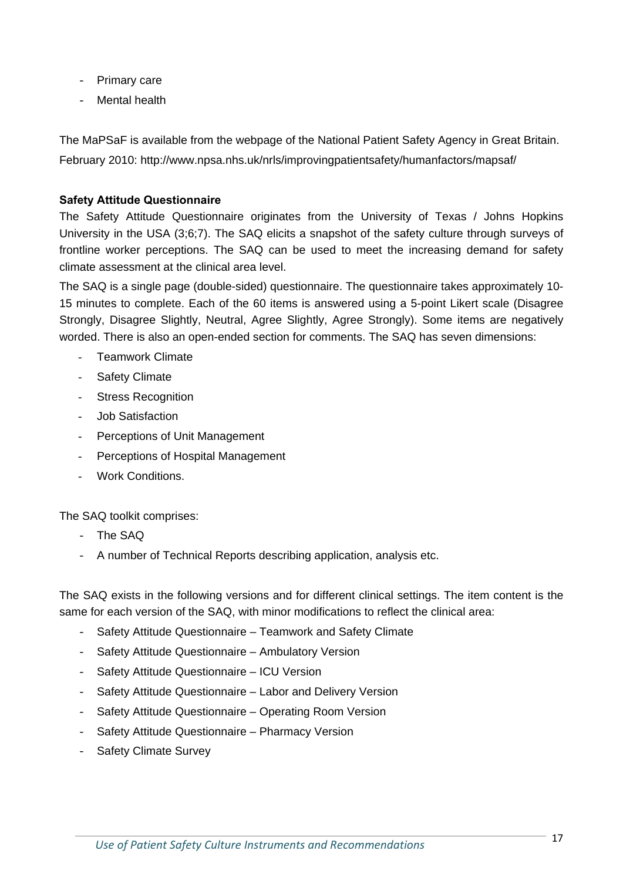- Primary care
- Mental health

The MaPSaF is available from the webpage of the National Patient Safety Agency in Great Britain. February 2010: http://www.npsa.nhs.uk/nrls/improvingpatientsafety/humanfactors/mapsaf/

**Safety Attitude Questionnaire**

The Safety Attitude Questionnaire originates from the University of Texas / Johns Hopkins University in the USA (3;6;7). The SAQ elicits a snapshot of the safety culture through surveys of frontline worker perceptions. The SAQ can be used to meet the increasing demand for safety climate assessment at the clinical area level.

The SAQ is a single page (double-sided) questionnaire. The questionnaire takes approximately 10-15 minutes to complete. Each of the 60 items is answered using a 5-point Likert scale (Disagree Strongly, Disagree Slightly, Neutral, Agree Slightly, Agree Strongly). Some items are negatively worded. There is also an open-ended section for comments. The SAQ has seven dimensions:

- Teamwork Climate
- Safety Climate
- Stress Recognition
- Job Satisfaction
- Perceptions of Unit Management
- Perceptions of Hospital Management
- Work Conditions.

The SAQ toolkit comprises:

- The SAQ
- A number of Technical Reports describing application, analysis etc.

The SAQ exists in the following versions and for different clinical settings. The item content is the same for each version of the SAQ, with minor modifications to reflect the clinical area:

- Safety Attitude Questionnaire – Teamwork and Safety Climate
- Safety Attitude Questionnaire – Ambulatory Version
- Safety Attitude Questionnaire – ICU Version
- Safety Attitude Questionnaire – Labor and Delivery Version
- Safety Attitude Questionnaire – Operating Room Version
- Safety Attitude Questionnaire – Pharmacy Version
- Safety Climate Survey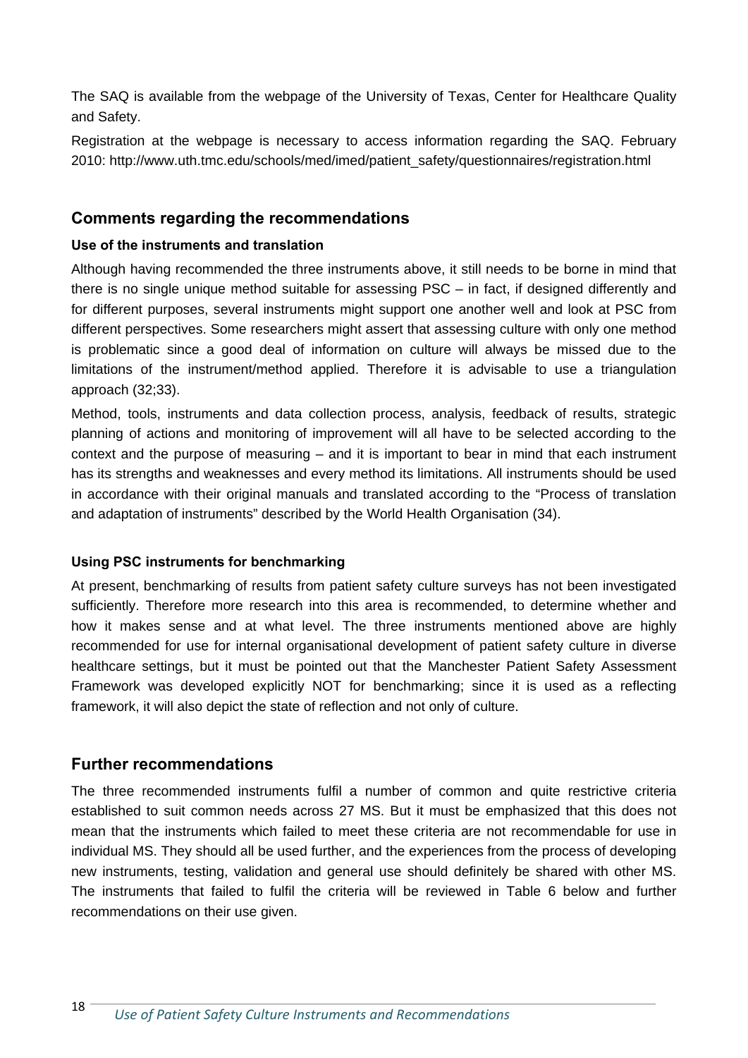The SAQ is available from the webpage of the University of Texas, Center for Healthcare Quality and Safety.

Registration at the webpage is necessary to access information regarding the SAQ. February 2010: http://www.uth.tmc.edu/schools/med/imed/patient_safety/questionnaires/registration.html

## Comments regarding the recommendations

### Use of the instruments and translation

Although having recommended the three instruments above, it still needs to be borne in mind that there is no single unique method suitable for assessing PSC – in fact, if designed differently and for different purposes, several instruments might support one another well and look at PSC from different perspectives. Some researchers might assert that assessing culture with only one method is problematic since a good deal of information on culture will always be missed due to the limitations of the instrument/method applied. Therefore it is advisable to use a triangulation approach (32;33).

Method, tools, instruments and data collection process, analysis, feedback of results, strategic planning of actions and monitoring of improvement will all have to be selected according to the context and the purpose of measuring – and it is important to bear in mind that each instrument has its strengths and weaknesses and every method its limitations. All instruments should be used in accordance with their original manuals and translated according to the "Process of translation and adaptation of instruments" described by the World Health Organisation (34).

### Using PSC instruments for benchmarking

At present, benchmarking of results from patient safety culture surveys has not been investigated sufficiently. Therefore more research into this area is recommended, to determine whether and how it makes sense and at what level. The three instruments mentioned above are highly recommended for use for internal organisational development of patient safety culture in diverse healthcare settings, but it must be pointed out that the Manchester Patient Safety Assessment Framework was developed explicitly NOT for benchmarking; since it is used as a reflecting framework, it will also depict the state of reflection and not only of culture.

## Further recommendations

The three recommended instruments fulfil a number of common and quite restrictive criteria established to suit common needs across 27 MS. But it must be emphasized that this does not mean that the instruments which failed to meet these criteria are not recommendable for use in individual MS. They should all be used further, and the experiences from the process of developing new instruments, testing, validation and general use should definitely be shared with other MS. The instruments that failed to fulfil the criteria will be reviewed in Table 6 below and further recommendations on their use given.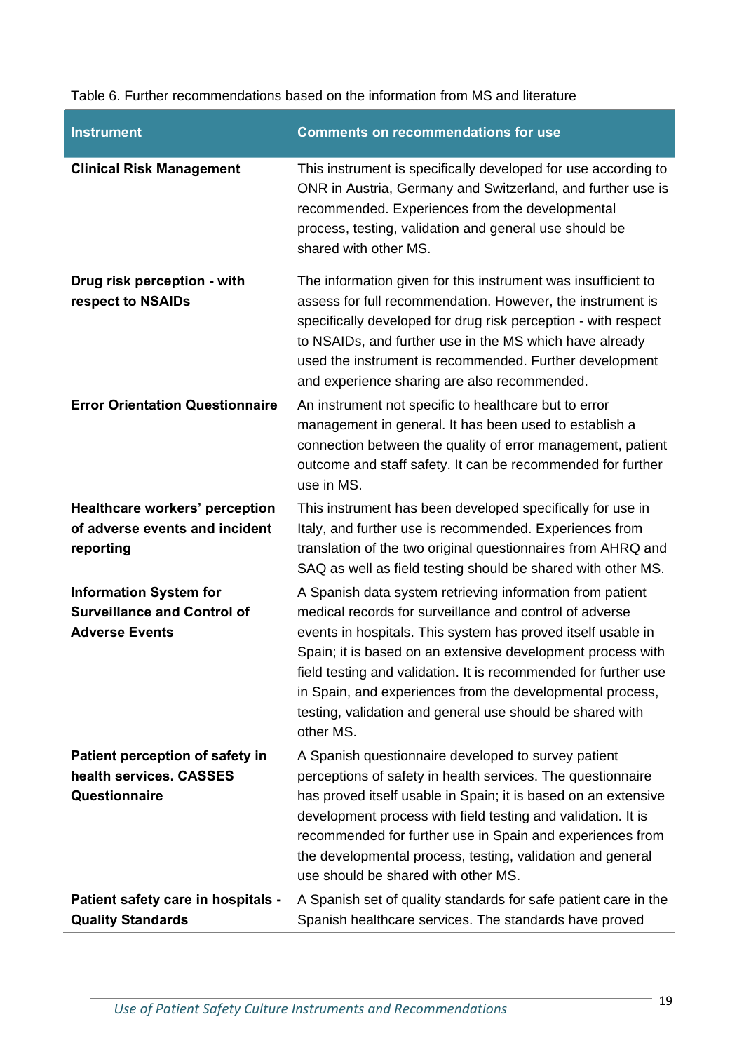Table 6. Further recommendations based on the information from MS and literature

| Instrument | Comments on recommendations for use |
|---|---|
| **Clinical Risk Management** | This instrument is specifically developed for use according to ONR in Austria, Germany and Switzerland, and further use is recommended. Experiences from the developmental process, testing, validation and general use should be shared with other MS. |
| **Drug risk perception - with respect to NSAIDs** | The information given for this instrument was insufficient to assess for full recommendation. However, the instrument is specifically developed for drug risk perception - with respect to NSAIDs, and further use in the MS which have already used the instrument is recommended. Further development and experience sharing are also recommended. |
| **Error Orientation Questionnaire** | An instrument not specific to healthcare but to error management in general. It has been used to establish a connection between the quality of error management, patient outcome and staff safety. It can be recommended for further use in MS. |
| **Healthcare workers' perception of adverse events and incident reporting** | This instrument has been developed specifically for use in Italy, and further use is recommended. Experiences from translation of the two original questionnaires from AHRQ and SAQ as well as field testing should be shared with other MS. |
| **Information System for Surveillance and Control of Adverse Events** | A Spanish data system retrieving information from patient medical records for surveillance and control of adverse events in hospitals. This system has proved itself usable in Spain; it is based on an extensive development process with field testing and validation. It is recommended for further use in Spain, and experiences from the developmental process, testing, validation and general use should be shared with other MS. |
| **Patient perception of safety in health services. CASSES Questionnaire** | A Spanish questionnaire developed to survey patient perceptions of safety in health services. The questionnaire has proved itself usable in Spain; it is based on an extensive development process with field testing and validation. It is recommended for further use in Spain and experiences from the developmental process, testing, validation and general use should be shared with other MS. |
| **Patient safety care in hospitals - Quality Standards** | A Spanish set of quality standards for safe patient care in the Spanish healthcare services. The standards have proved |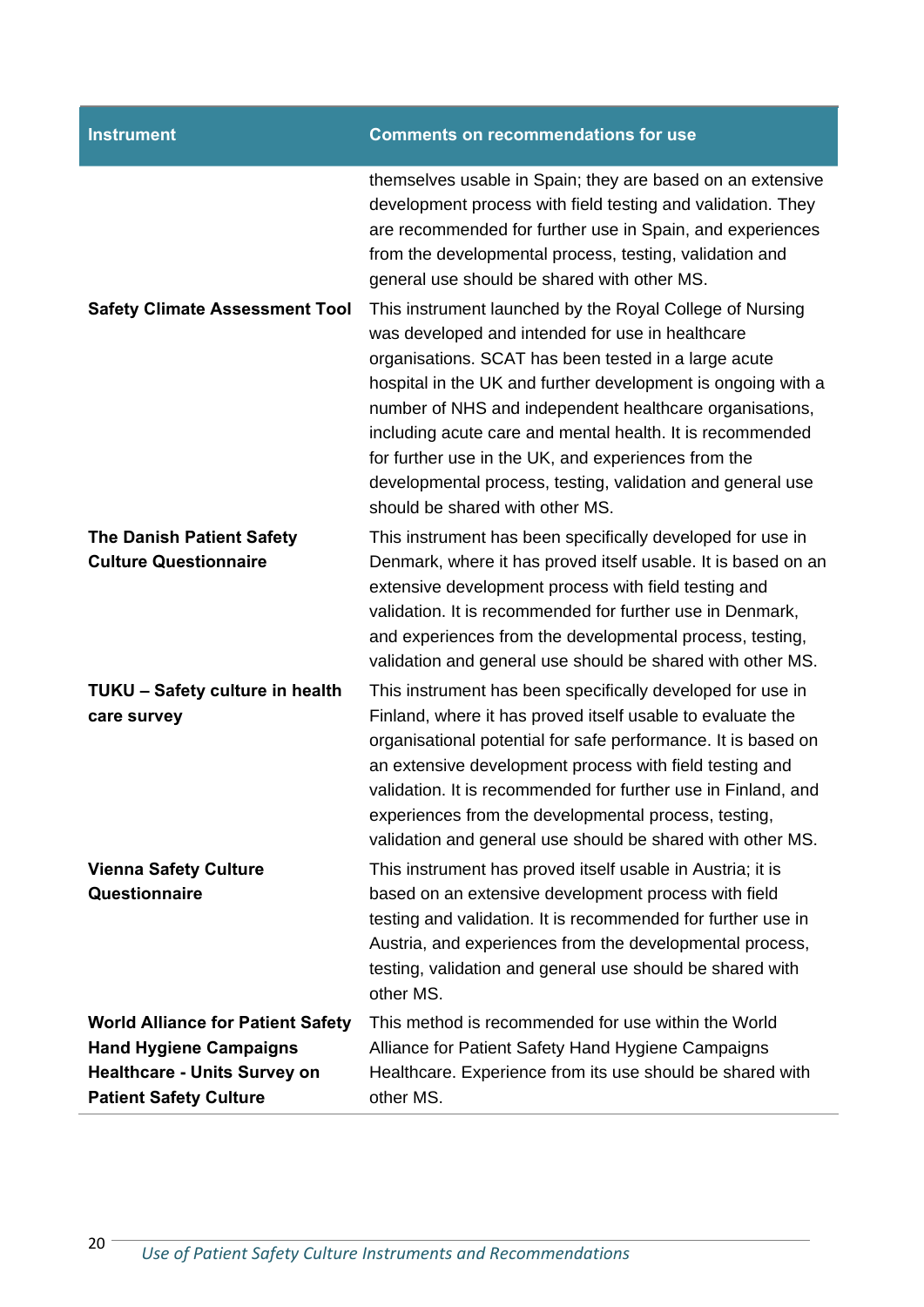| Instrument | Comments on recommendations for use |
|---|---|
| | themselves usable in Spain; they are based on an extensive development process with field testing and validation. They are recommended for further use in Spain, and experiences from the developmental process, testing, validation and general use should be shared with other MS. |
| **Safety Climate Assessment Tool** | This instrument launched by the Royal College of Nursing was developed and intended for use in healthcare organisations. SCAT has been tested in a large acute hospital in the UK and further development is ongoing with a number of NHS and independent healthcare organisations, including acute care and mental health. It is recommended for further use in the UK, and experiences from the developmental process, testing, validation and general use should be shared with other MS. |
| **The Danish Patient Safety Culture Questionnaire** | This instrument has been specifically developed for use in Denmark, where it has proved itself usable. It is based on an extensive development process with field testing and validation. It is recommended for further use in Denmark, and experiences from the developmental process, testing, validation and general use should be shared with other MS. |
| **TUKU – Safety culture in health care survey** | This instrument has been specifically developed for use in Finland, where it has proved itself usable to evaluate the organisational potential for safe performance. It is based on an extensive development process with field testing and validation. It is recommended for further use in Finland, and experiences from the developmental process, testing, validation and general use should be shared with other MS. |
| **Vienna Safety Culture Questionnaire** | This instrument has proved itself usable in Austria; it is based on an extensive development process with field testing and validation. It is recommended for further use in Austria, and experiences from the developmental process, testing, validation and general use should be shared with other MS. |
| **World Alliance for Patient Safety Hand Hygiene Campaigns Healthcare - Units Survey on Patient Safety Culture** | This method is recommended for use within the World Alliance for Patient Safety Hand Hygiene Campaigns Healthcare. Experience from its use should be shared with other MS. |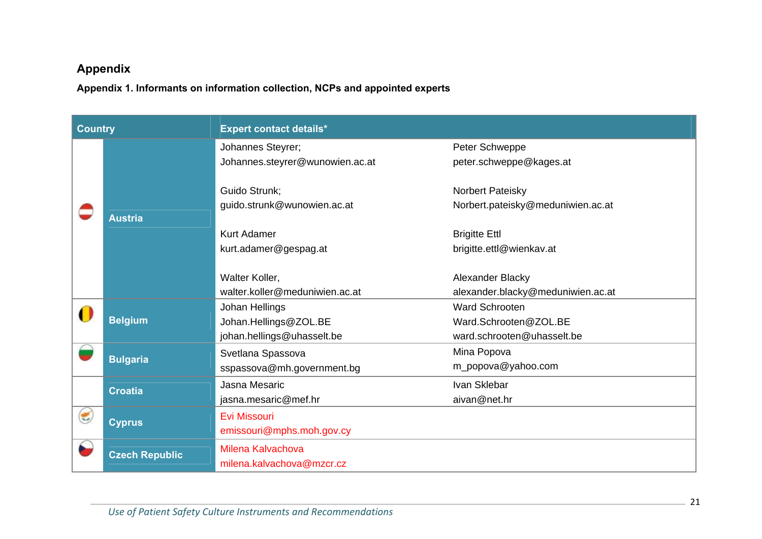## Appendix

### Appendix 1. Informants on information collection, NCPs and appointed experts

| Country | Expert contact details* | |
|---|---|---|
| Austria | Johannes Steyrer; Johannes.steyrer@wunowien.ac.at | Peter Schweppe peter.schweppe@kages.at |
| | Guido Strunk; guido.strunk@wunowien.ac.at | Norbert Pateisky Norbert.pateisky@meduniwien.ac.at |
| | Kurt Adamer kurt.adamer@gespag.at | Brigitte Ettl brigitte.ettl@wienkav.at |
| | Walter Koller, walter.koller@meduniwien.ac.at | Alexander Blacky alexander.blacky@meduniwien.ac.at |
| Belgium | Johan Hellings Johan.Hellings@ZOL.BE johan.hellings@uhasselt.be | Ward Schrooten Ward.Schrooten@ZOL.BE ward.schrooten@uhasselt.be |
| Bulgaria | Svetlana Spassova sspassova@mh.government.bg | Mina Popova m_popova@yahoo.com |
| Croatia | Jasna Mesaric jasna.mesaric@mef.hr | Ivan Sklebar aivan@net.hr |
| Cyprus | Evi Missouri emissouri@mphs.moh.gov.cy | |
| Czech Republic | Milena Kalvachova milena.kalvachova@mzcr.cz | |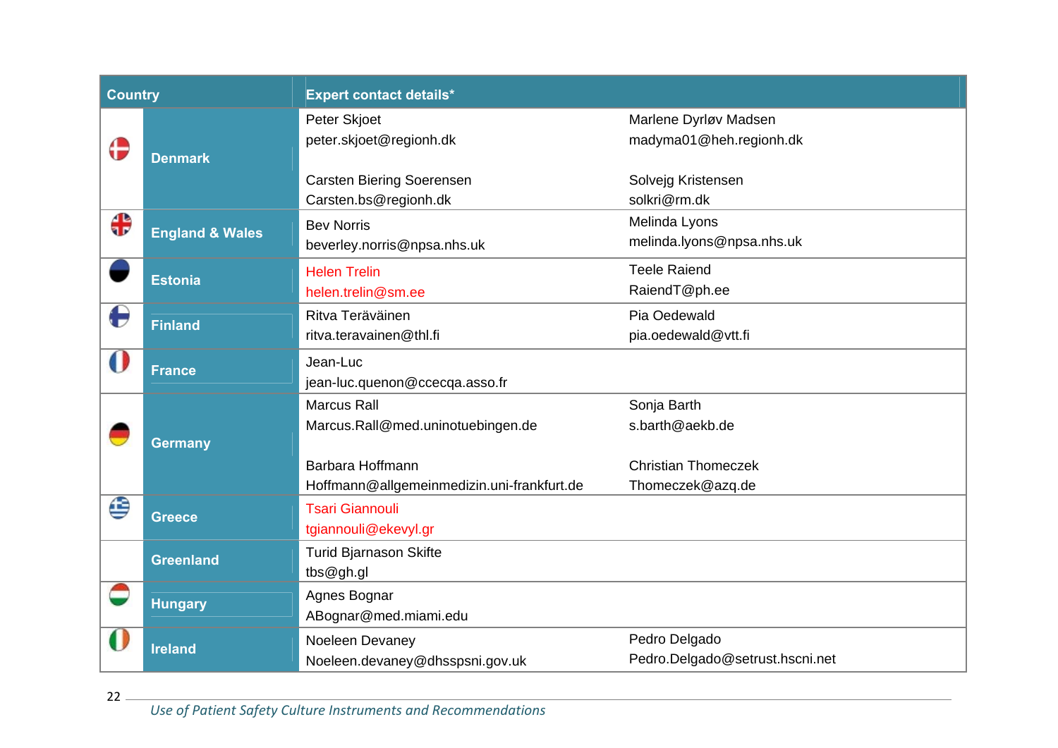| Country | Expert contact details* | |
|---|---|---|
| Denmark | Peter Skjoet<br>peter.skjoet@regionh.dk<br><br>Carsten Biering Soerensen<br>Carsten.bs@regionh.dk | Marlene Dyrløv Madsen<br>madyma01@heh.regionh.dk<br><br>Solvejg Kristensen<br>solkri@rm.dk |
| England & Wales | Bev Norris<br>beverley.norris@npsa.nhs.uk | Melinda Lyons<br>melinda.lyons@npsa.nhs.uk |
| Estonia | Helen Trelin<br>helen.trelin@sm.ee | Teele Raiend<br>RaiendT@ph.ee |
| Finland | Ritva Teräväinen<br>ritva.teravainen@thl.fi | Pia Oedewald<br>pia.oedewald@vtt.fi |
| France | Jean-Luc<br>jean-luc.quenon@ccecqa.asso.fr | |
| Germany | Marcus Rall<br>Marcus.Rall@med.uninotuebingen.de<br><br>Barbara Hoffmann<br>Hoffmann@allgemeinmedizin.uni-frankfurt.de | Sonja Barth<br>s.barth@aekb.de<br><br>Christian Thomeczek<br>Thomeczek@azq.de |
| Greece | Tsari Giannouli<br>tgiannouli@ekevyl.gr | |
| Greenland | Turid Bjarnason Skifte<br>tbs@gh.gl | |
| Hungary | Agnes Bognar<br>ABognar@med.miami.edu | |
| Ireland | Noeleen Devaney<br>Noeleen.devaney@dhsspsni.gov.uk | Pedro Delgado<br>Pedro.Delgado@setrust.hscni.net |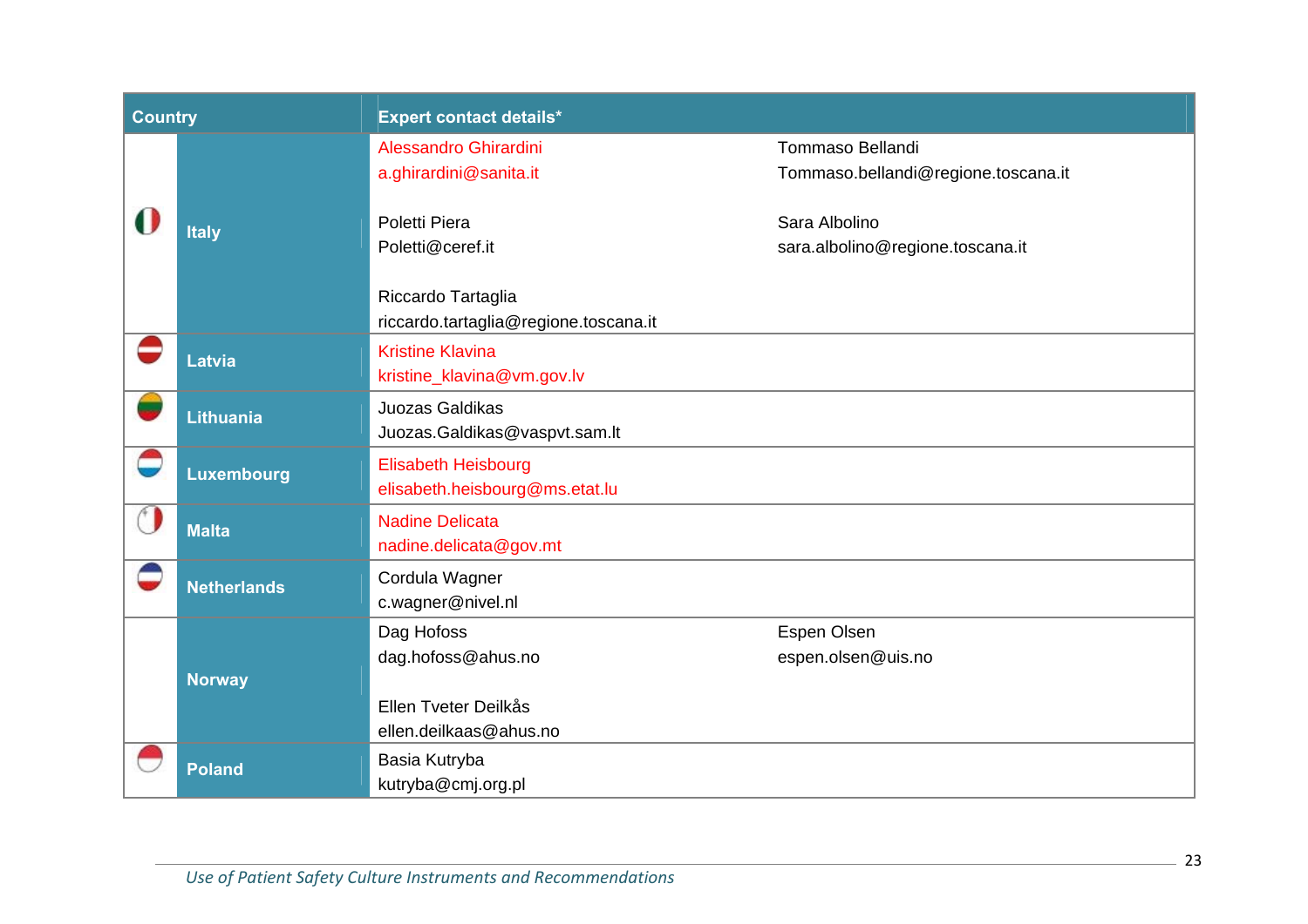| Country | Expert contact details* |
|---|---|
| Italy | Alessandro Ghirardini<br>a.ghirardini@sanita.it<br><br>Tommaso Bellandi<br>Tommaso.bellandi@regione.toscana.it<br><br>Poletti Piera<br>Poletti@ceref.it<br><br>Sara Albolino<br>sara.albolino@regione.toscana.it<br><br>Riccardo Tartaglia<br>riccardo.tartaglia@regione.toscana.it |
| Latvia | Kristine Klavina<br>kristine_klavina@vm.gov.lv |
| Lithuania | Juozas Galdikas<br>Juozas.Galdikas@vaspvt.sam.lt |
| Luxembourg | Elisabeth Heisbourg<br>elisabeth.heisbourg@ms.etat.lu |
| Malta | Nadine Delicata<br>nadine.delicata@gov.mt |
| Netherlands | Cordula Wagner<br>c.wagner@nivel.nl |
| Norway | Dag Hofoss<br>dag.hofoss@ahus.no<br><br>Espen Olsen<br>espen.olsen@uis.no<br><br>Ellen Tveter Deilkås<br>ellen.deilkaas@ahus.no |
| Poland | Basia Kutryba<br>kutryba@cmj.org.pl |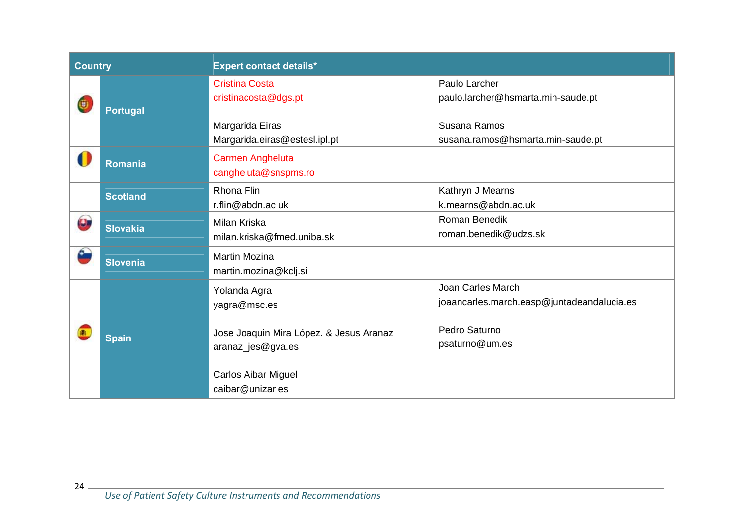| Country | Expert contact details* | |
|---|---|---|
| Portugal | Cristina Costa<br>cristinacosta@dgs.pt<br><br>Margarida Eiras<br>Margarida.eiras@estesl.ipl.pt | Paulo Larcher<br>paulo.larcher@hsmarta.min-saude.pt<br><br>Susana Ramos<br>susana.ramos@hsmarta.min-saude.pt |
| Romania | Carmen Angheluta<br>cangheluta@snspms.ro | |
| Scotland | Rhona Flin<br>r.flin@abdn.ac.uk | Kathryn J Mearns<br>k.mearns@abdn.ac.uk |
| Slovakia | Milan Kriska<br>milan.kriska@fmed.uniba.sk | Roman Benedik<br>roman.benedik@udzs.sk |
| Slovenia | Martin Mozina<br>martin.mozina@kclj.si | |
| Spain | Yolanda Agra<br>yagra@msc.es<br><br>Jose Joaquin Mira López. & Jesus Aranaz<br>aranaz_jes@gva.es<br><br>Carlos Aibar Miguel<br>caibar@unizar.es | Joan Carles March<br>joaancarles.march.easp@juntadeandalucia.es<br><br>Pedro Saturno<br>psaturno@um.es |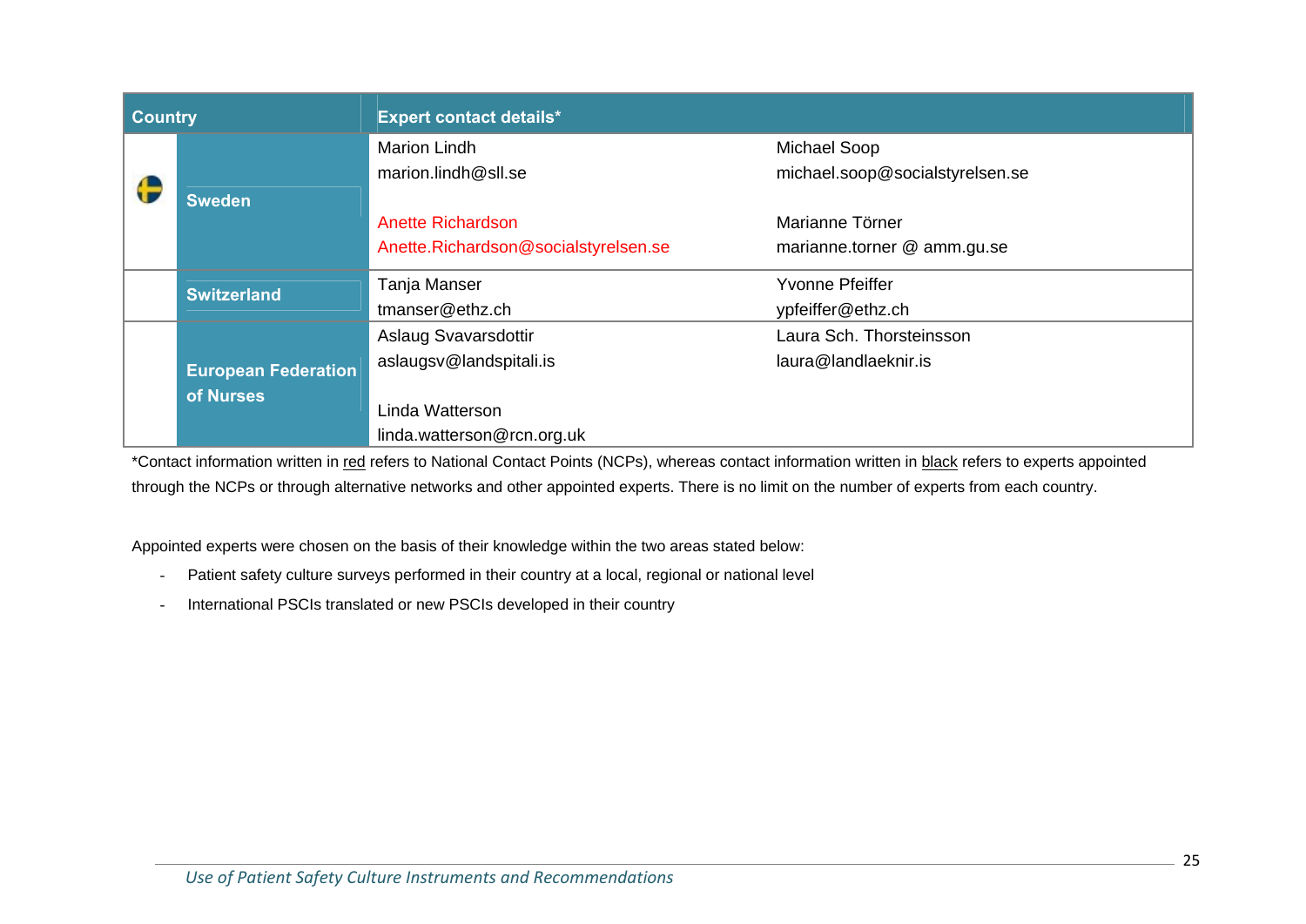| Country | Expert contact details* | |
|---|---|---|
| Sweden | Marion Lindh<br>marion.lindh@sll.se<br><br>Anette Richardson<br>Anette.Richardson@socialstyrelsen.se | Michael Soop<br>michael.soop@socialstyrelsen.se<br><br>Marianne Törner<br>marianne.torner @ amm.gu.se |
| Switzerland | Tanja Manser<br>tmanser@ethz.ch | Yvonne Pfeiffer<br>ypfeiffer@ethz.ch |
| European Federation of Nurses | Aslaug Svavarsdottir<br>aslaugsv@landspitali.is<br><br>Linda Watterson<br>linda.watterson@rcn.org.uk | Laura Sch. Thorsteinsson<br>laura@landlaeknir.is |

*Contact information written in red refers to National Contact Points (NCPs), whereas contact information written in black refers to experts appointed through the NCPs or through alternative networks and other appointed experts. There is no limit on the number of experts from each country.

Appointed experts were chosen on the basis of their knowledge within the two areas stated below:

- Patient safety culture surveys performed in their country at a local, regional or national level
- International PSCIs translated or new PSCIs developed in their country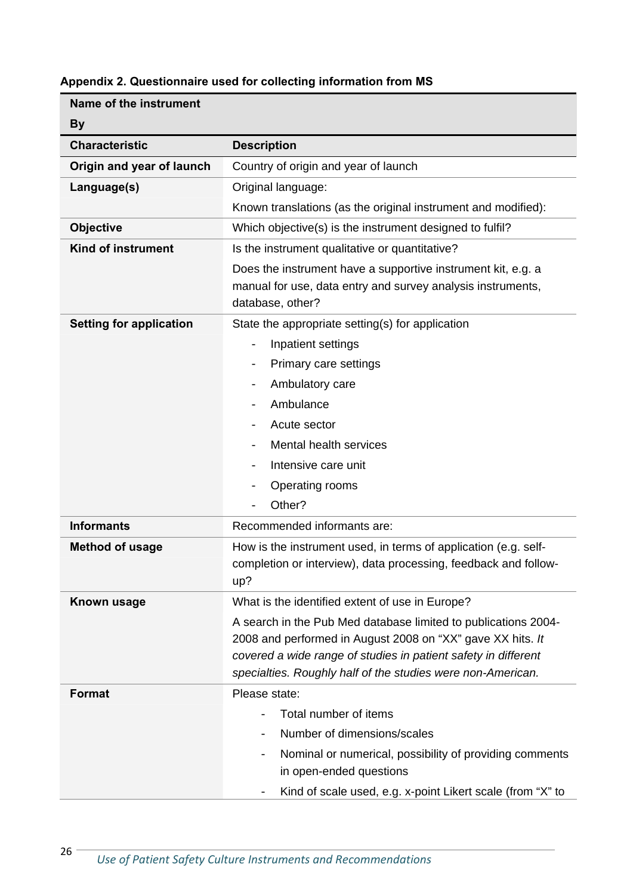**Appendix 2. Questionnaire used for collecting information from MS**

| **Name of the instrument**<br>**By** | |
|---|---|
| **Characteristic** | **Description** |
| **Origin and year of launch** | Country of origin and year of launch |
| **Language(s)** | Original language:<br>Known translations (as the original instrument and modified): |
| **Objective** | Which objective(s) is the instrument designed to fulfil? |
| **Kind of instrument** | Is the instrument qualitative or quantitative?<br>Does the instrument have a supportive instrument kit, e.g. a manual for use, data entry and survey analysis instruments, database, other? |
| **Setting for application** | State the appropriate setting(s) for application<br>- Inpatient settings<br>- Primary care settings<br>- Ambulatory care<br>- Ambulance<br>- Acute sector<br>- Mental health services<br>- Intensive care unit<br>- Operating rooms<br>- Other? |
| **Informants** | Recommended informants are: |
| **Method of usage** | How is the instrument used, in terms of application (e.g. self-completion or interview), data processing, feedback and follow-up? |
| **Known usage** | What is the identified extent of use in Europe?<br>A search in the Pub Med database limited to publications 2004-2008 and performed in August 2008 on “XX” gave XX hits. *It covered a wide range of studies in patient safety in different specialties. Roughly half of the studies were non-American.* |
| **Format** | Please state:<br>- Total number of items<br>- Number of dimensions/scales<br>- Nominal or numerical, possibility of providing comments in open-ended questions<br>- Kind of scale used, e.g. x-point Likert scale (from “X” to |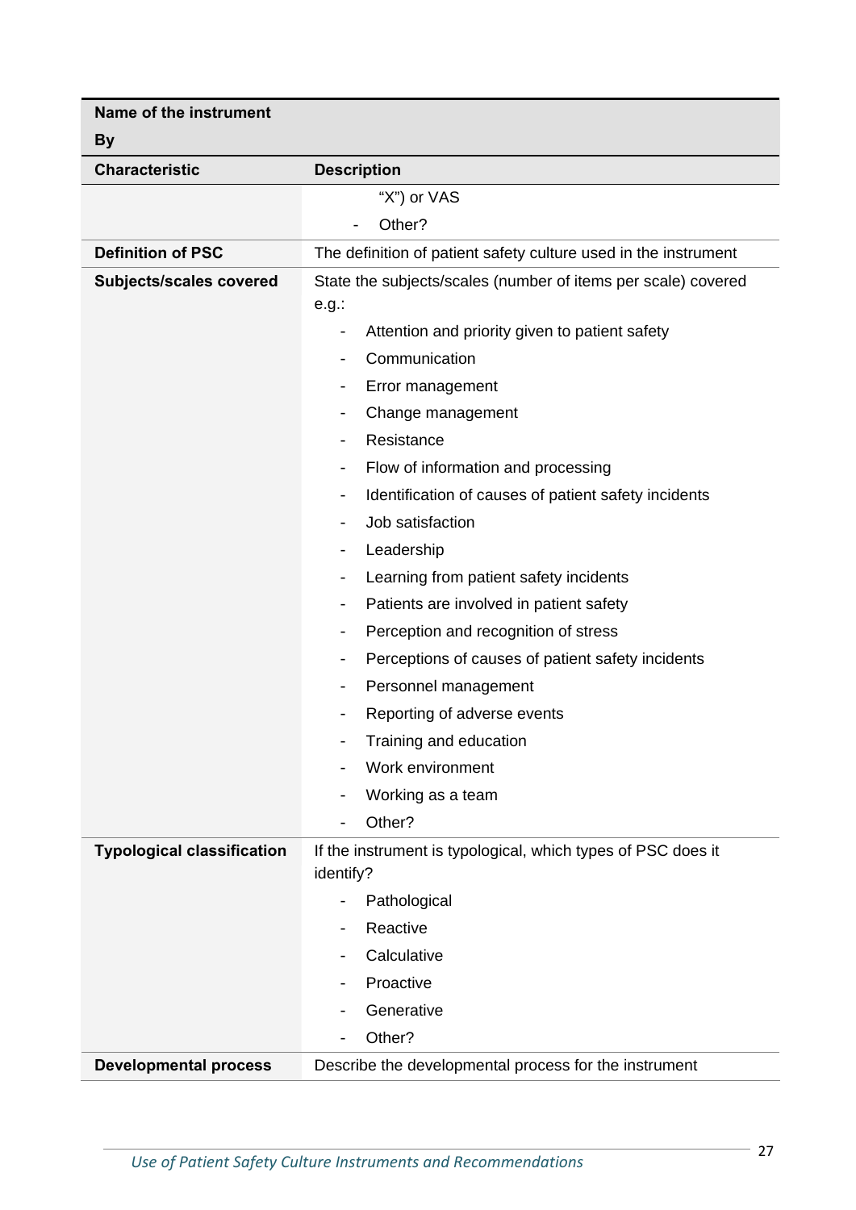| Name of the instrument<br>By | |
|---|---|
| **Characteristic** | **Description** |
| | "X") or VAS<br>- Other? |
| **Definition of PSC** | The definition of patient safety culture used in the instrument |
| **Subjects/scales covered** | State the subjects/scales (number of items per scale) covered e.g.:<br>- Attention and priority given to patient safety<br>- Communication<br>- Error management<br>- Change management<br>- Resistance<br>- Flow of information and processing<br>- Identification of causes of patient safety incidents<br>- Job satisfaction<br>- Leadership<br>- Learning from patient safety incidents<br>- Patients are involved in patient safety<br>- Perception and recognition of stress<br>- Perceptions of causes of patient safety incidents<br>- Personnel management<br>- Reporting of adverse events<br>- Training and education<br>- Work environment<br>- Working as a team<br>- Other? |
| **Typological classification** | If the instrument is typological, which types of PSC does it identify?<br>- Pathological<br>- Reactive<br>- Calculative<br>- Proactive<br>- Generative<br>- Other? |
| **Developmental process** | Describe the developmental process for the instrument |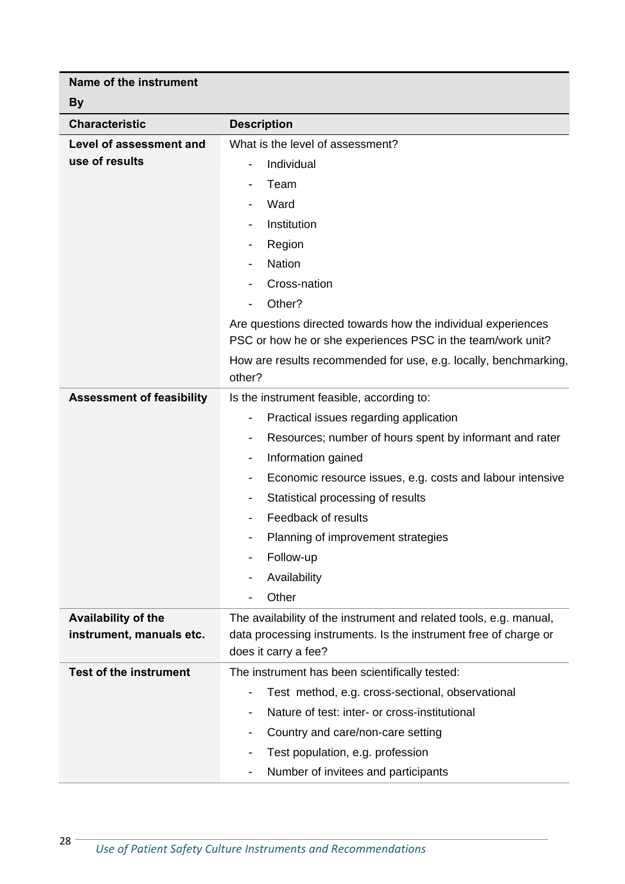| Name of the instrument<br>By | |
|---|---|
| **Characteristic** | **Description** |
| **Level of assessment and use of results** | What is the level of assessment?<br>- Individual<br>- Team<br>- Ward<br>- Institution<br>- Region<br>- Nation<br>- Cross-nation<br>- Other?<br>Are questions directed towards how the individual experiences PSC or how he or she experiences PSC in the team/work unit?<br>How are results recommended for use, e.g. locally, benchmarking, other? |
| **Assessment of feasibility** | Is the instrument feasible, according to:<br>- Practical issues regarding application<br>- Resources; number of hours spent by informant and rater<br>- Information gained<br>- Economic resource issues, e.g. costs and labour intensive<br>- Statistical processing of results<br>- Feedback of results<br>- Planning of improvement strategies<br>- Follow-up<br>- Availability<br>- Other |
| **Availability of the instrument, manuals etc.** | The availability of the instrument and related tools, e.g. manual, data processing instruments. Is the instrument free of charge or does it carry a fee? |
| **Test of the instrument** | The instrument has been scientifically tested:<br>- Test method, e.g. cross-sectional, observational<br>- Nature of test: inter- or cross-institutional<br>- Country and care/non-care setting<br>- Test population, e.g. profession<br>- Number of invitees and participants |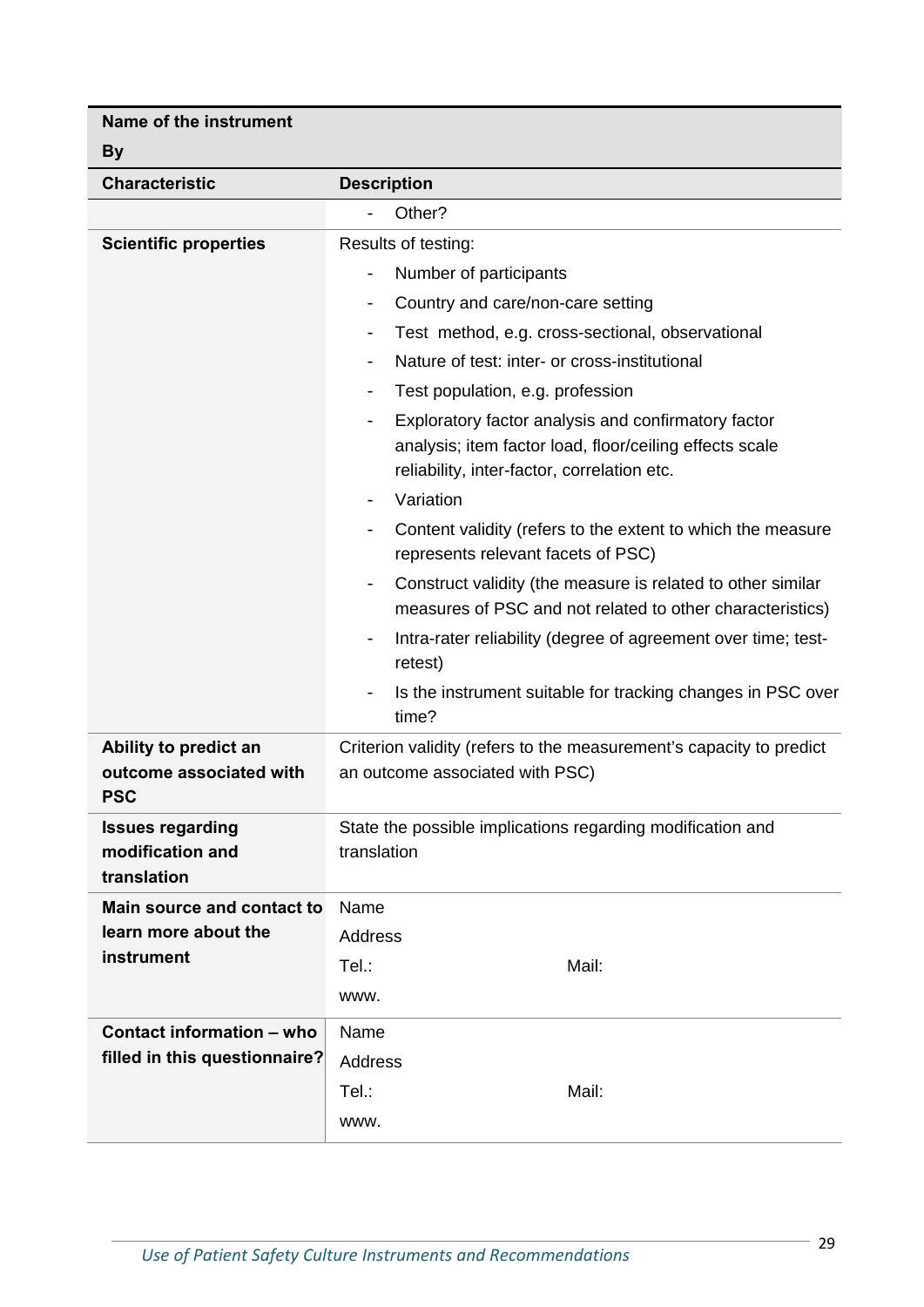| Name of the instrument<br>By | |
|---|---|
| **Characteristic** | **Description** |
| | - Other? |
| **Scientific properties** | Results of testing:<br>- Number of participants<br>- Country and care/non-care setting<br>- Test method, e.g. cross-sectional, observational<br>- Nature of test: inter- or cross-institutional<br>- Test population, e.g. profession<br>- Exploratory factor analysis and confirmatory factor analysis; item factor load, floor/ceiling effects scale reliability, inter-factor, correlation etc.<br>- Variation<br>- Content validity (refers to the extent to which the measure represents relevant facets of PSC)<br>- Construct validity (the measure is related to other similar measures of PSC and not related to other characteristics)<br>- Intra-rater reliability (degree of agreement over time; test-retest)<br>- Is the instrument suitable for tracking changes in PSC over time? |
| **Ability to predict an outcome associated with PSC** | Criterion validity (refers to the measurement's capacity to predict an outcome associated with PSC) |
| **Issues regarding modification and translation** | State the possible implications regarding modification and translation |
| **Main source and contact to learn more about the instrument** | Name<br>Address<br>Tel.: Mail:<br>www. |
| **Contact information – who filled in this questionnaire?** | Name<br>Address<br>Tel.: Mail:<br>www. |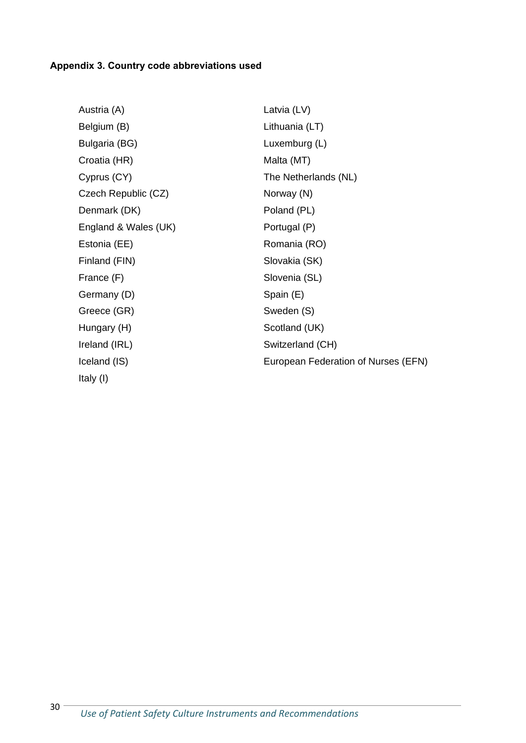### Appendix 3. Country code abbreviations used

Austria (A)
Belgium (B)
Bulgaria (BG)
Croatia (HR)
Cyprus (CY)
Czech Republic (CZ)
Denmark (DK)
England & Wales (UK)
Estonia (EE)
Finland (FIN)
France (F)
Germany (D)
Greece (GR)
Hungary (H)
Ireland (IRL)
Iceland (IS)
Italy (I)
Latvia (LV)
Lithuania (LT)
Luxemburg (L)
Malta (MT)
The Netherlands (NL)
Norway (N)
Poland (PL)
Portugal (P)
Romania (RO)
Slovakia (SK)
Slovenia (SL)
Spain (E)
Sweden (S)
Scotland (UK)
Switzerland (CH)
European Federation of Nurses (EFN)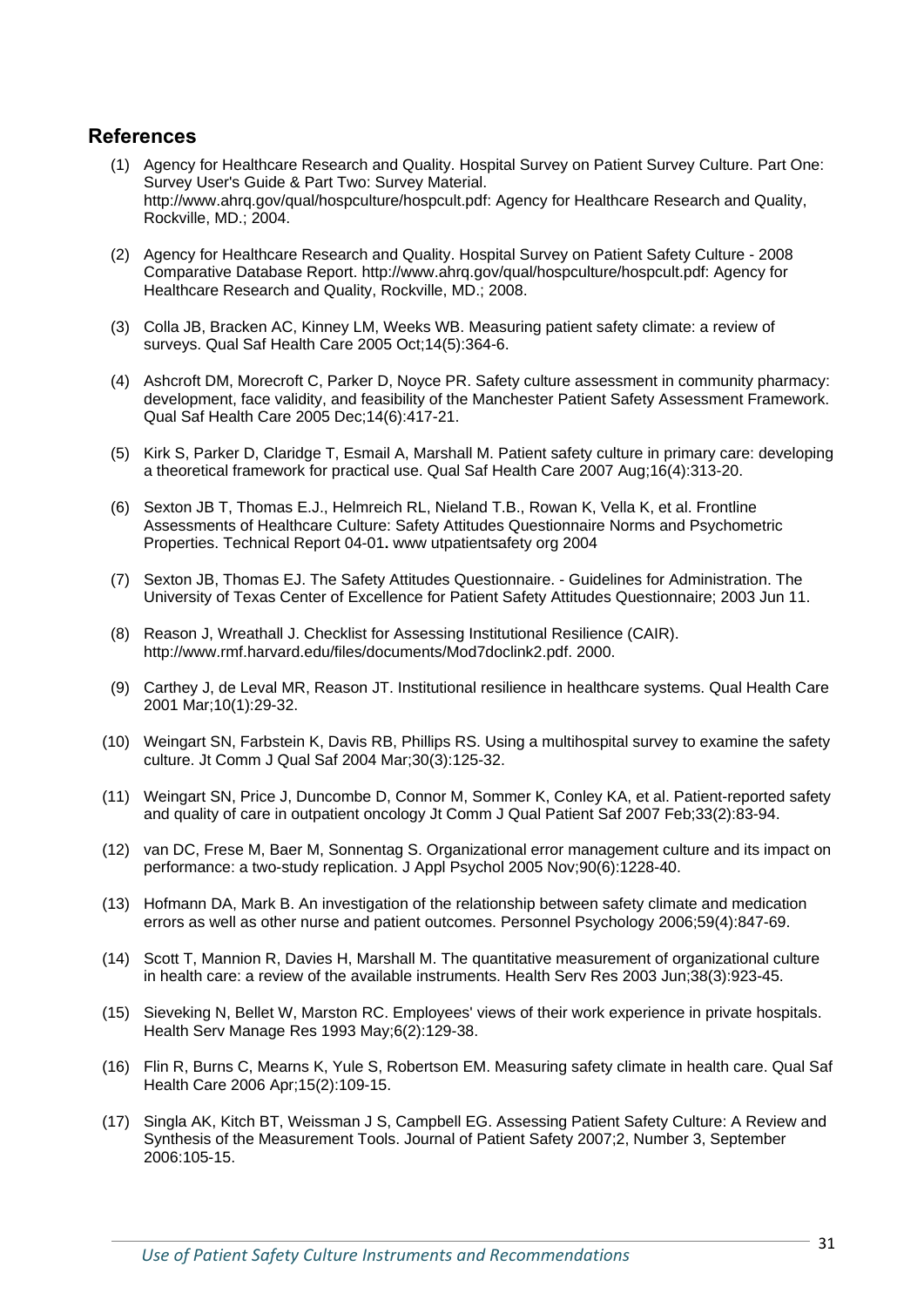## References

(1) Agency for Healthcare Research and Quality. Hospital Survey on Patient Survey Culture. Part One: Survey User's Guide & Part Two: Survey Material. http://www.ahrq.gov/qual/hospculture/hospcult.pdf: Agency for Healthcare Research and Quality, Rockville, MD.; 2004.

(2) Agency for Healthcare Research and Quality. Hospital Survey on Patient Safety Culture - 2008 Comparative Database Report. http://www.ahrq.gov/qual/hospculture/hospcult.pdf: Agency for Healthcare Research and Quality, Rockville, MD.; 2008.

(3) Colla JB, Bracken AC, Kinney LM, Weeks WB. Measuring patient safety climate: a review of surveys. Qual Saf Health Care 2005 Oct;14(5):364-6.

(4) Ashcroft DM, Morecroft C, Parker D, Noyce PR. Safety culture assessment in community pharmacy: development, face validity, and feasibility of the Manchester Patient Safety Assessment Framework. Qual Saf Health Care 2005 Dec;14(6):417-21.

(5) Kirk S, Parker D, Claridge T, Esmail A, Marshall M. Patient safety culture in primary care: developing a theoretical framework for practical use. Qual Saf Health Care 2007 Aug;16(4):313-20.

(6) Sexton JB T, Thomas E.J., Helmreich RL, Nieland T.B., Rowan K, Vella K, et al. Frontline Assessments of Healthcare Culture: Safety Attitudes Questionnaire Norms and Psychometric Properties. Technical Report 04-01**.** www utpatientsafety org 2004

(7) Sexton JB, Thomas EJ. The Safety Attitudes Questionnaire. - Guidelines for Administration. The University of Texas Center of Excellence for Patient Safety Attitudes Questionnaire; 2003 Jun 11.

(8) Reason J, Wreathall J. Checklist for Assessing Institutional Resilience (CAIR). http://www.rmf.harvard.edu/files/documents/Mod7doclink2.pdf. 2000.

(9) Carthey J, de Leval MR, Reason JT. Institutional resilience in healthcare systems. Qual Health Care 2001 Mar;10(1):29-32.

(10) Weingart SN, Farbstein K, Davis RB, Phillips RS. Using a multihospital survey to examine the safety culture. Jt Comm J Qual Saf 2004 Mar;30(3):125-32.

(11) Weingart SN, Price J, Duncombe D, Connor M, Sommer K, Conley KA, et al. Patient-reported safety and quality of care in outpatient oncology Jt Comm J Qual Patient Saf 2007 Feb;33(2):83-94.

(12) van DC, Frese M, Baer M, Sonnentag S. Organizational error management culture and its impact on performance: a two-study replication. J Appl Psychol 2005 Nov;90(6):1228-40.

(13) Hofmann DA, Mark B. An investigation of the relationship between safety climate and medication errors as well as other nurse and patient outcomes. Personnel Psychology 2006;59(4):847-69.

(14) Scott T, Mannion R, Davies H, Marshall M. The quantitative measurement of organizational culture in health care: a review of the available instruments. Health Serv Res 2003 Jun;38(3):923-45.

(15) Sieveking N, Bellet W, Marston RC. Employees' views of their work experience in private hospitals. Health Serv Manage Res 1993 May;6(2):129-38.

(16) Flin R, Burns C, Mearns K, Yule S, Robertson EM. Measuring safety climate in health care. Qual Saf Health Care 2006 Apr;15(2):109-15.

(17) Singla AK, Kitch BT, Weissman J S, Campbell EG. Assessing Patient Safety Culture: A Review and Synthesis of the Measurement Tools. Journal of Patient Safety 2007;2, Number 3, September 2006:105-15.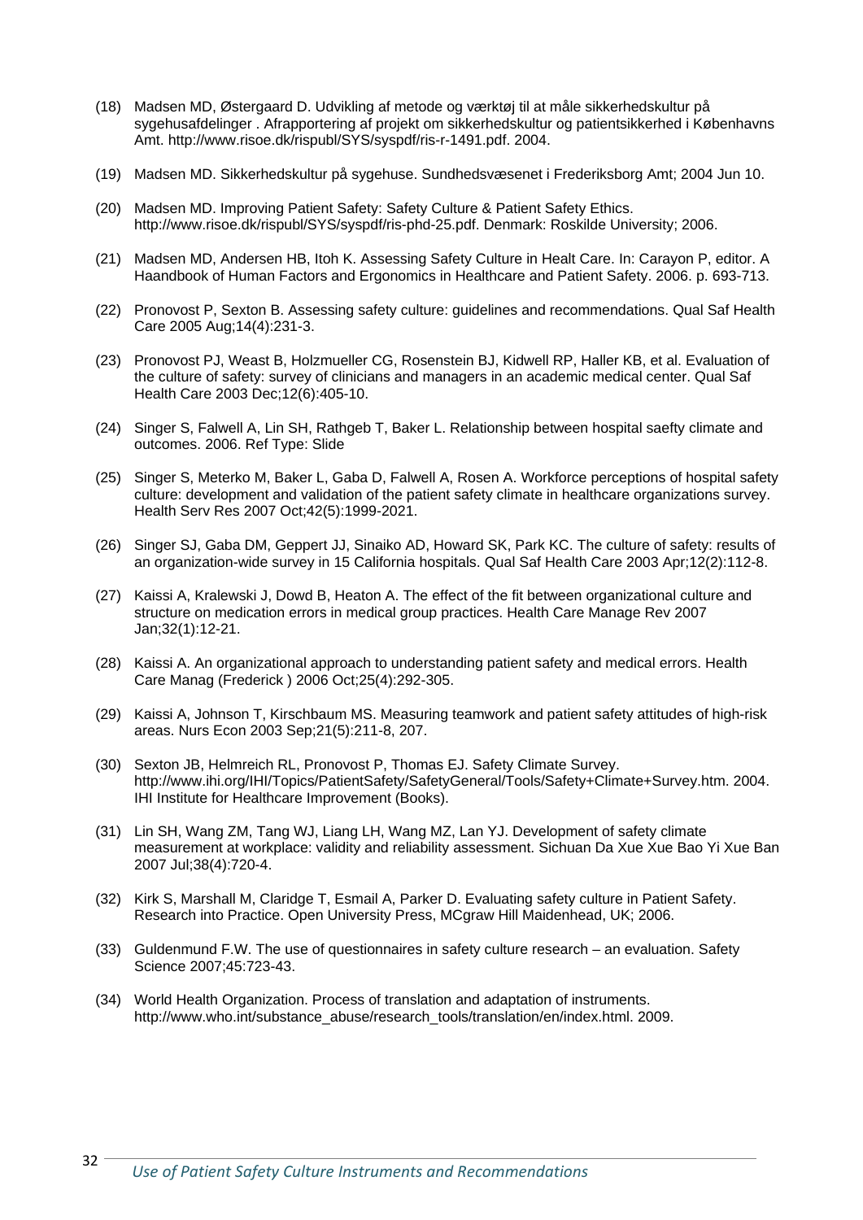(18) Madsen MD, Østergaard D. Udvikling af metode og værktøj til at måle sikkerhedskultur på sygehusafdelinger . Afrapportering af projekt om sikkerhedskultur og patientsikkerhed i Københavns Amt. http://www.risoe.dk/rispubl/SYS/syspdf/ris-r-1491.pdf. 2004.

(19) Madsen MD. Sikkerhedskultur på sygehuse. Sundhedsvæsenet i Frederiksborg Amt; 2004 Jun 10.

(20) Madsen MD. Improving Patient Safety: Safety Culture & Patient Safety Ethics. http://www.risoe.dk/rispubl/SYS/syspdf/ris-phd-25.pdf. Denmark: Roskilde University; 2006.

(21) Madsen MD, Andersen HB, Itoh K. Assessing Safety Culture in Healt Care. In: Carayon P, editor. A Haandbook of Human Factors and Ergonomics in Healthcare and Patient Safety. 2006. p. 693-713.

(22) Pronovost P, Sexton B. Assessing safety culture: guidelines and recommendations. Qual Saf Health Care 2005 Aug;14(4):231-3.

(23) Pronovost PJ, Weast B, Holzmueller CG, Rosenstein BJ, Kidwell RP, Haller KB, et al. Evaluation of the culture of safety: survey of clinicians and managers in an academic medical center. Qual Saf Health Care 2003 Dec;12(6):405-10.

(24) Singer S, Falwell A, Lin SH, Rathgeb T, Baker L. Relationship between hospital saefty climate and outcomes. 2006. Ref Type: Slide

(25) Singer S, Meterko M, Baker L, Gaba D, Falwell A, Rosen A. Workforce perceptions of hospital safety culture: development and validation of the patient safety climate in healthcare organizations survey. Health Serv Res 2007 Oct;42(5):1999-2021.

(26) Singer SJ, Gaba DM, Geppert JJ, Sinaiko AD, Howard SK, Park KC. The culture of safety: results of an organization-wide survey in 15 California hospitals. Qual Saf Health Care 2003 Apr;12(2):112-8.

(27) Kaissi A, Kralewski J, Dowd B, Heaton A. The effect of the fit between organizational culture and structure on medication errors in medical group practices. Health Care Manage Rev 2007 Jan;32(1):12-21.

(28) Kaissi A. An organizational approach to understanding patient safety and medical errors. Health Care Manag (Frederick ) 2006 Oct;25(4):292-305.

(29) Kaissi A, Johnson T, Kirschbaum MS. Measuring teamwork and patient safety attitudes of high-risk areas. Nurs Econ 2003 Sep;21(5):211-8, 207.

(30) Sexton JB, Helmreich RL, Pronovost P, Thomas EJ. Safety Climate Survey. http://www.ihi.org/IHI/Topics/PatientSafety/SafetyGeneral/Tools/Safety+Climate+Survey.htm. 2004. IHI Institute for Healthcare Improvement (Books).

(31) Lin SH, Wang ZM, Tang WJ, Liang LH, Wang MZ, Lan YJ. Development of safety climate measurement at workplace: validity and reliability assessment. Sichuan Da Xue Xue Bao Yi Xue Ban 2007 Jul;38(4):720-4.

(32) Kirk S, Marshall M, Claridge T, Esmail A, Parker D. Evaluating safety culture in Patient Safety. Research into Practice. Open University Press, MCgraw Hill Maidenhead, UK; 2006.

(33) Guldenmund F.W. The use of questionnaires in safety culture research – an evaluation. Safety Science 2007;45:723-43.

(34) World Health Organization. Process of translation and adaptation of instruments. http://www.who.int/substance_abuse/research_tools/translation/en/index.html. 2009.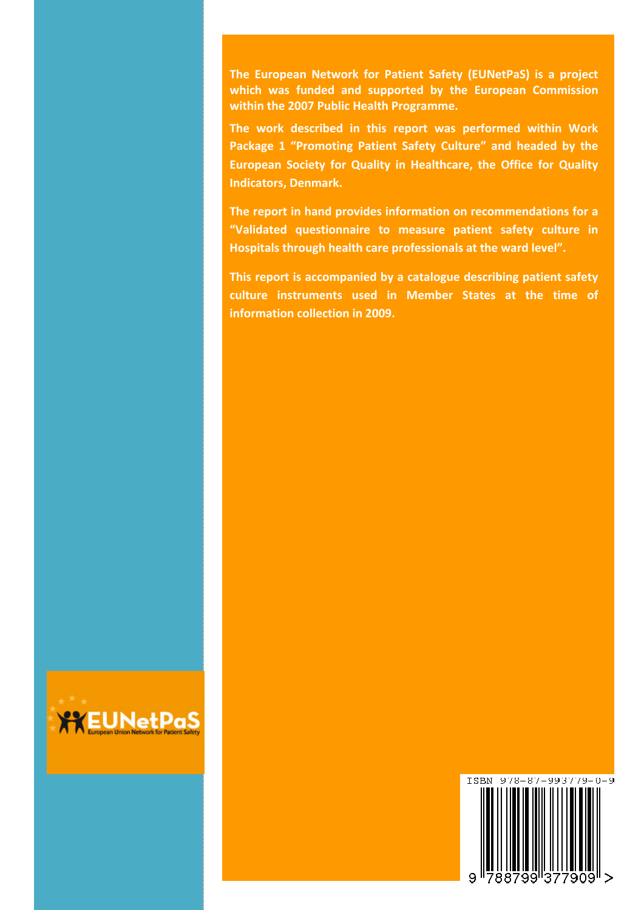**The European Network for Patient Safety (EUNetPaS) is a project which was funded and supported by the European Commission within the 2007 Public Health Programme.**

**The work described in this report was performed within Work Package 1 "Promoting Patient Safety Culture" and headed by the European Society for Quality in Healthcare, the Office for Quality Indicators, Denmark.**

**The report in hand provides information on recommendations for a "Validated questionnaire to measure patient safety culture in Hospitals through health care professionals at the ward level".**

**This report is accompanied by a catalogue describing patient safety culture instruments used in Member States at the time of information collection in 2009.**

EUNetPaS
European Union Network for Patient Safety

ISBN 978-87-993779-0-9

9 788799 377909 >